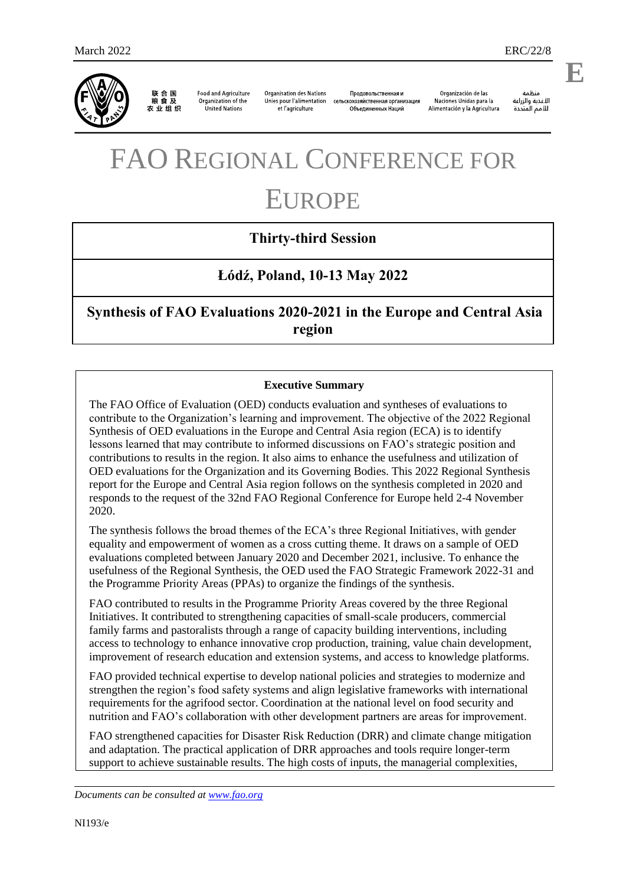March 2022 ERC/22/8

**E**

联合国粮食及农业组织 | Food and Agriculture Organization of the United Nations | Organisation des Nations Unies pour l'alimentation et l'agriculture | Продовольственная и сельскохозяйственная организация Объединенных Наций | Organización de las Naciones Unidas para la Alimentación y la Agricultura | منظمة الأغذية والزراعة للأمم المتحدة

# FAO REGIONAL CONFERENCE FOR EUROPE

## Thirty-third Session

## Łódź, Poland, 10-13 May 2022

## Synthesis of FAO Evaluations 2020-2021 in the Europe and Central Asia region

**Executive Summary**

The FAO Office of Evaluation (OED) conducts evaluation and syntheses of evaluations to contribute to the Organization's learning and improvement. The objective of the 2022 Regional Synthesis of OED evaluations in the Europe and Central Asia region (ECA) is to identify lessons learned that may contribute to informed discussions on FAO's strategic position and contributions to results in the region. It also aims to enhance the usefulness and utilization of OED evaluations for the Organization and its Governing Bodies. This 2022 Regional Synthesis report for the Europe and Central Asia region follows on the synthesis completed in 2020 and responds to the request of the 32nd FAO Regional Conference for Europe held 2-4 November 2020.

The synthesis follows the broad themes of the ECA's three Regional Initiatives, with gender equality and empowerment of women as a cross cutting theme. It draws on a sample of OED evaluations completed between January 2020 and December 2021, inclusive. To enhance the usefulness of the Regional Synthesis, the OED used the FAO Strategic Framework 2022-31 and the Programme Priority Areas (PPAs) to organize the findings of the synthesis.

FAO contributed to results in the Programme Priority Areas covered by the three Regional Initiatives. It contributed to strengthening capacities of small-scale producers, commercial family farms and pastoralists through a range of capacity building interventions, including access to technology to enhance innovative crop production, training, value chain development, improvement of research education and extension systems, and access to knowledge platforms.

FAO provided technical expertise to develop national policies and strategies to modernize and strengthen the region's food safety systems and align legislative frameworks with international requirements for the agrifood sector. Coordination at the national level on food security and nutrition and FAO's collaboration with other development partners are areas for improvement.

FAO strengthened capacities for Disaster Risk Reduction (DRR) and climate change mitigation and adaptation. The practical application of DRR approaches and tools require longer-term support to achieve sustainable results. The high costs of inputs, the managerial complexities,

*Documents can be consulted at [www.fao.org](http://www.fao.org)*

NI193/e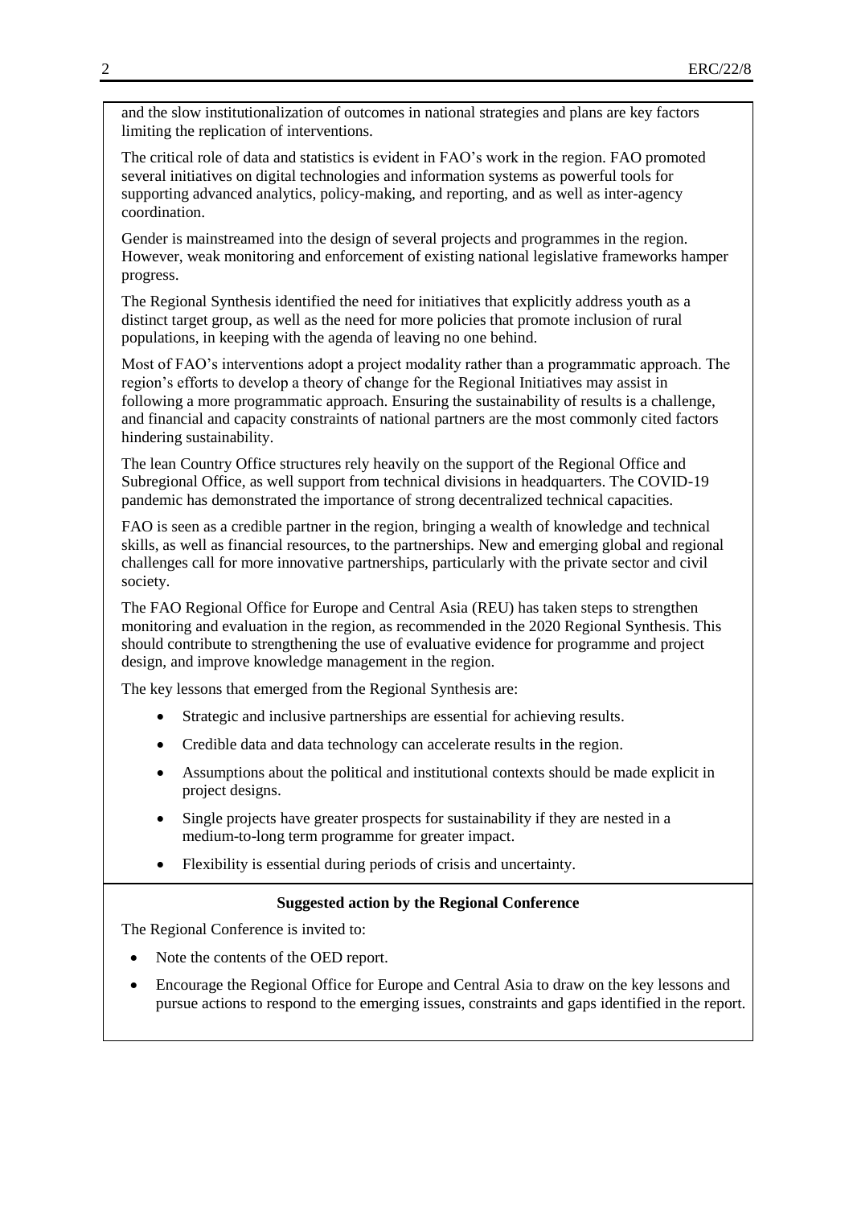and the slow institutionalization of outcomes in national strategies and plans are key factors limiting the replication of interventions.

The critical role of data and statistics is evident in FAO's work in the region. FAO promoted several initiatives on digital technologies and information systems as powerful tools for supporting advanced analytics, policy-making, and reporting, and as well as inter-agency coordination.

Gender is mainstreamed into the design of several projects and programmes in the region. However, weak monitoring and enforcement of existing national legislative frameworks hamper progress.

The Regional Synthesis identified the need for initiatives that explicitly address youth as a distinct target group, as well as the need for more policies that promote inclusion of rural populations, in keeping with the agenda of leaving no one behind.

Most of FAO's interventions adopt a project modality rather than a programmatic approach. The region's efforts to develop a theory of change for the Regional Initiatives may assist in following a more programmatic approach. Ensuring the sustainability of results is a challenge, and financial and capacity constraints of national partners are the most commonly cited factors hindering sustainability.

The lean Country Office structures rely heavily on the support of the Regional Office and Subregional Office, as well support from technical divisions in headquarters. The COVID-19 pandemic has demonstrated the importance of strong decentralized technical capacities.

FAO is seen as a credible partner in the region, bringing a wealth of knowledge and technical skills, as well as financial resources, to the partnerships. New and emerging global and regional challenges call for more innovative partnerships, particularly with the private sector and civil society.

The FAO Regional Office for Europe and Central Asia (REU) has taken steps to strengthen monitoring and evaluation in the region, as recommended in the 2020 Regional Synthesis. This should contribute to strengthening the use of evaluative evidence for programme and project design, and improve knowledge management in the region.

The key lessons that emerged from the Regional Synthesis are:

- Strategic and inclusive partnerships are essential for achieving results.
- Credible data and data technology can accelerate results in the region.
- Assumptions about the political and institutional contexts should be made explicit in project designs.
- Single projects have greater prospects for sustainability if they are nested in a medium-to-long term programme for greater impact.
- Flexibility is essential during periods of crisis and uncertainty.

**Suggested action by the Regional Conference**

The Regional Conference is invited to:

- Note the contents of the OED report.
- Encourage the Regional Office for Europe and Central Asia to draw on the key lessons and pursue actions to respond to the emerging issues, constraints and gaps identified in the report.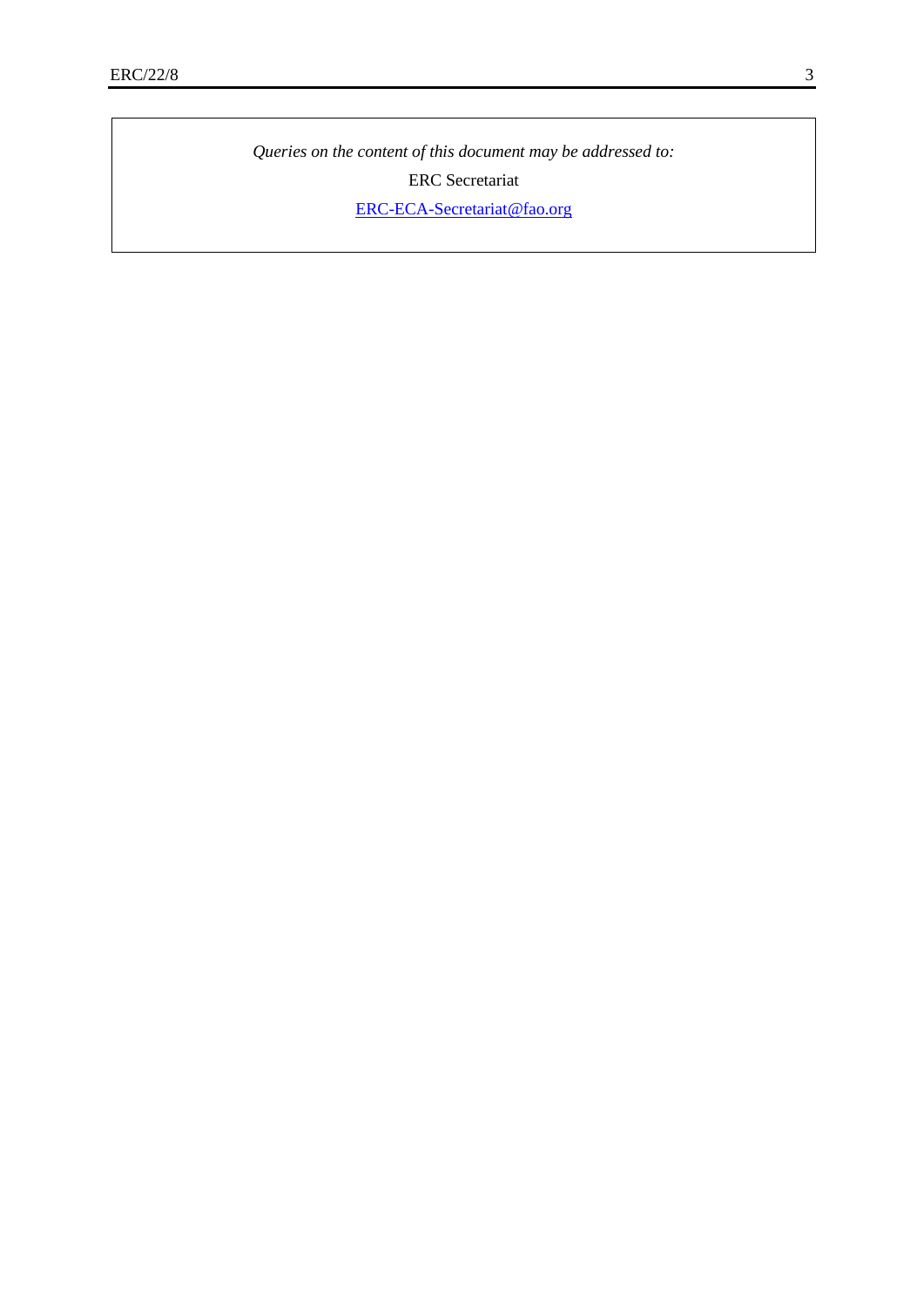*Queries on the content of this document may be addressed to:*

ERC Secretariat

[ERC-ECA-Secretariat@fao.org](mailto:ERC-ECA-Secretariat@fao.org)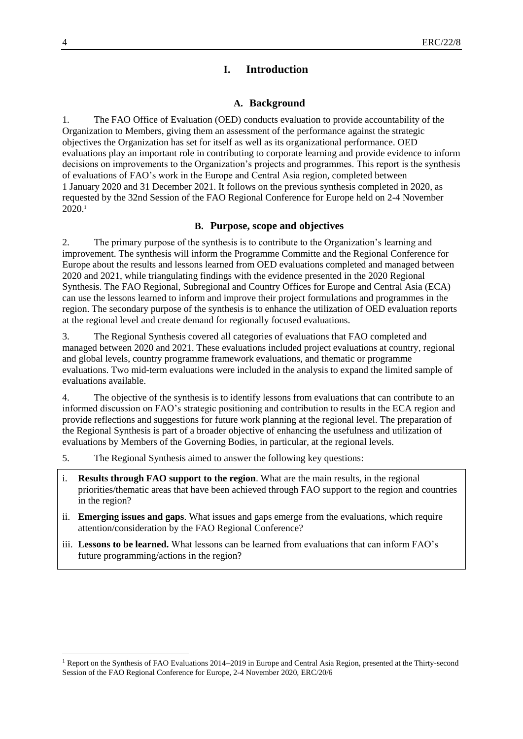# I. Introduction

## A. Background

1. The FAO Office of Evaluation (OED) conducts evaluation to provide accountability of the Organization to Members, giving them an assessment of the performance against the strategic objectives the Organization has set for itself as well as its organizational performance. OED evaluations play an important role in contributing to corporate learning and provide evidence to inform decisions on improvements to the Organization's projects and programmes. This report is the synthesis of evaluations of FAO's work in the Europe and Central Asia region, completed between 1 January 2020 and 31 December 2021. It follows on the previous synthesis completed in 2020, as requested by the 32nd Session of the FAO Regional Conference for Europe held on 2-4 November 2020.[1]

## B. Purpose, scope and objectives

2. The primary purpose of the synthesis is to contribute to the Organization's learning and improvement. The synthesis will inform the Programme Committe and the Regional Conference for Europe about the results and lessons learned from OED evaluations completed and managed between 2020 and 2021, while triangulating findings with the evidence presented in the 2020 Regional Synthesis. The FAO Regional, Subregional and Country Offices for Europe and Central Asia (ECA) can use the lessons learned to inform and improve their project formulations and programmes in the region. The secondary purpose of the synthesis is to enhance the utilization of OED evaluation reports at the regional level and create demand for regionally focused evaluations.

3. The Regional Synthesis covered all categories of evaluations that FAO completed and managed between 2020 and 2021. These evaluations included project evaluations at country, regional and global levels, country programme framework evaluations, and thematic or programme evaluations. Two mid-term evaluations were included in the analysis to expand the limited sample of evaluations available.

4. The objective of the synthesis is to identify lessons from evaluations that can contribute to an informed discussion on FAO's strategic positioning and contribution to results in the ECA region and provide reflections and suggestions for future work planning at the regional level. The preparation of the Regional Synthesis is part of a broader objective of enhancing the usefulness and utilization of evaluations by Members of the Governing Bodies, in particular, at the regional levels.

5. The Regional Synthesis aimed to answer the following key questions:

i. **Results through FAO support to the region**. What are the main results, in the regional priorities/thematic areas that have been achieved through FAO support to the region and countries in the region?

ii. **Emerging issues and gaps**. What issues and gaps emerge from the evaluations, which require attention/consideration by the FAO Regional Conference?

iii. **Lessons to be learned.** What lessons can be learned from evaluations that can inform FAO's future programming/actions in the region?

---

[1] Report on the Synthesis of FAO Evaluations 2014–2019 in Europe and Central Asia Region, presented at the Thirty-second Session of the FAO Regional Conference for Europe, 2-4 November 2020, ERC/20/6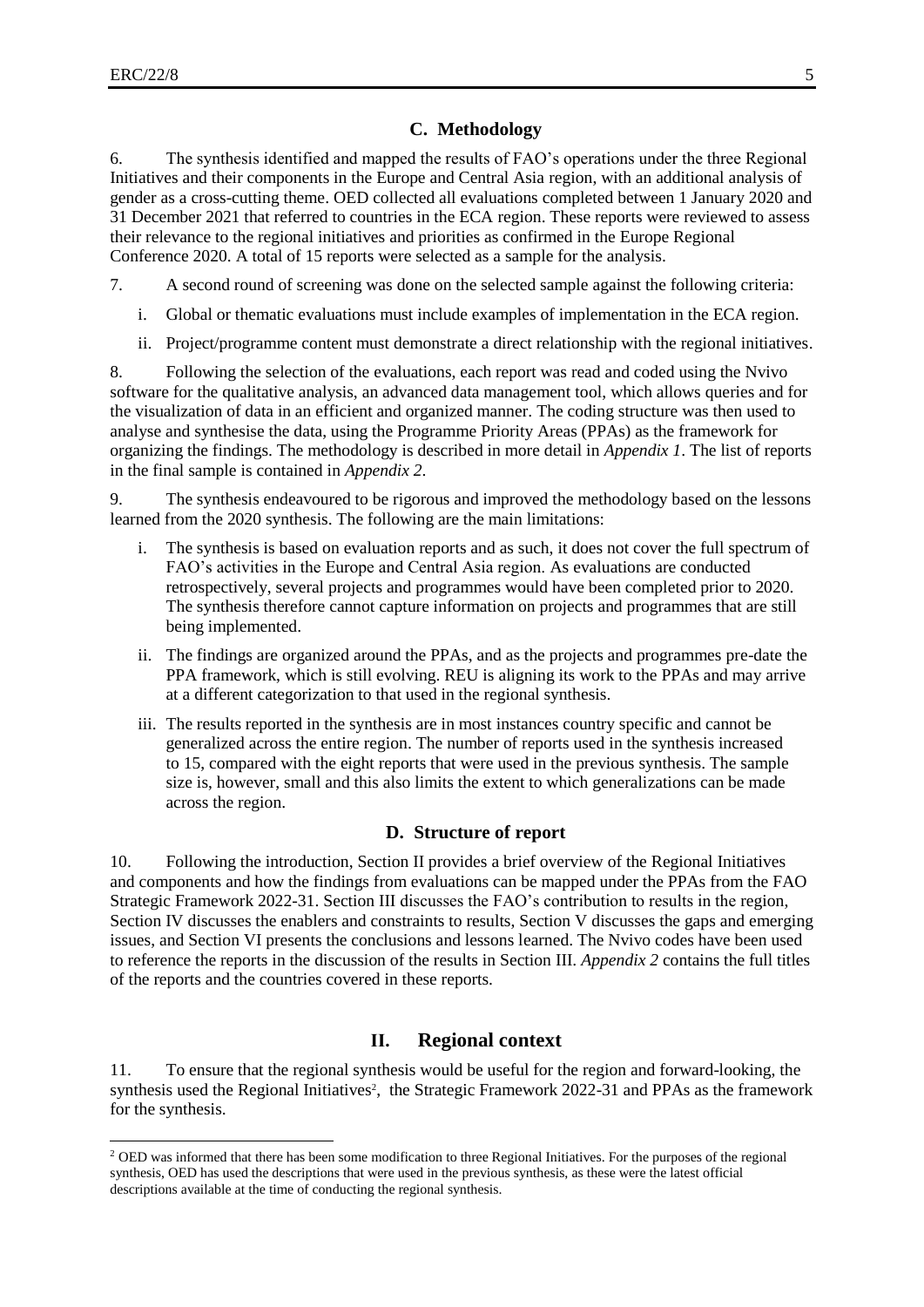### C. Methodology

6. The synthesis identified and mapped the results of FAO's operations under the three Regional Initiatives and their components in the Europe and Central Asia region, with an additional analysis of gender as a cross-cutting theme. OED collected all evaluations completed between 1 January 2020 and 31 December 2021 that referred to countries in the ECA region. These reports were reviewed to assess their relevance to the regional initiatives and priorities as confirmed in the Europe Regional Conference 2020. A total of 15 reports were selected as a sample for the analysis.

7. A second round of screening was done on the selected sample against the following criteria:

i. Global or thematic evaluations must include examples of implementation in the ECA region.

ii. Project/programme content must demonstrate a direct relationship with the regional initiatives.

8. Following the selection of the evaluations, each report was read and coded using the Nvivo software for the qualitative analysis, an advanced data management tool, which allows queries and for the visualization of data in an efficient and organized manner. The coding structure was then used to analyse and synthesise the data, using the Programme Priority Areas (PPAs) as the framework for organizing the findings. The methodology is described in more detail in *Appendix 1*. The list of reports in the final sample is contained in *Appendix 2*.

9. The synthesis endeavoured to be rigorous and improved the methodology based on the lessons learned from the 2020 synthesis. The following are the main limitations:

i. The synthesis is based on evaluation reports and as such, it does not cover the full spectrum of FAO's activities in the Europe and Central Asia region. As evaluations are conducted retrospectively, several projects and programmes would have been completed prior to 2020. The synthesis therefore cannot capture information on projects and programmes that are still being implemented.

ii. The findings are organized around the PPAs, and as the projects and programmes pre-date the PPA framework, which is still evolving. REU is aligning its work to the PPAs and may arrive at a different categorization to that used in the regional synthesis.

iii. The results reported in the synthesis are in most instances country specific and cannot be generalized across the entire region. The number of reports used in the synthesis increased to 15, compared with the eight reports that were used in the previous synthesis. The sample size is, however, small and this also limits the extent to which generalizations can be made across the region.

### D. Structure of report

10. Following the introduction, Section II provides a brief overview of the Regional Initiatives and components and how the findings from evaluations can be mapped under the PPAs from the FAO Strategic Framework 2022-31. Section III discusses the FAO's contribution to results in the region, Section IV discusses the enablers and constraints to results, Section V discusses the gaps and emerging issues, and Section VI presents the conclusions and lessons learned. The Nvivo codes have been used to reference the reports in the discussion of the results in Section III. *Appendix 2* contains the full titles of the reports and the countries covered in these reports.

## II. Regional context

11. To ensure that the regional synthesis would be useful for the region and forward-looking, the synthesis used the Regional Initiatives[2], the Strategic Framework 2022-31 and PPAs as the framework for the synthesis.

[2] OED was informed that there has been some modification to three Regional Initiatives. For the purposes of the regional synthesis, OED has used the descriptions that were used in the previous synthesis, as these were the latest official descriptions available at the time of conducting the regional synthesis.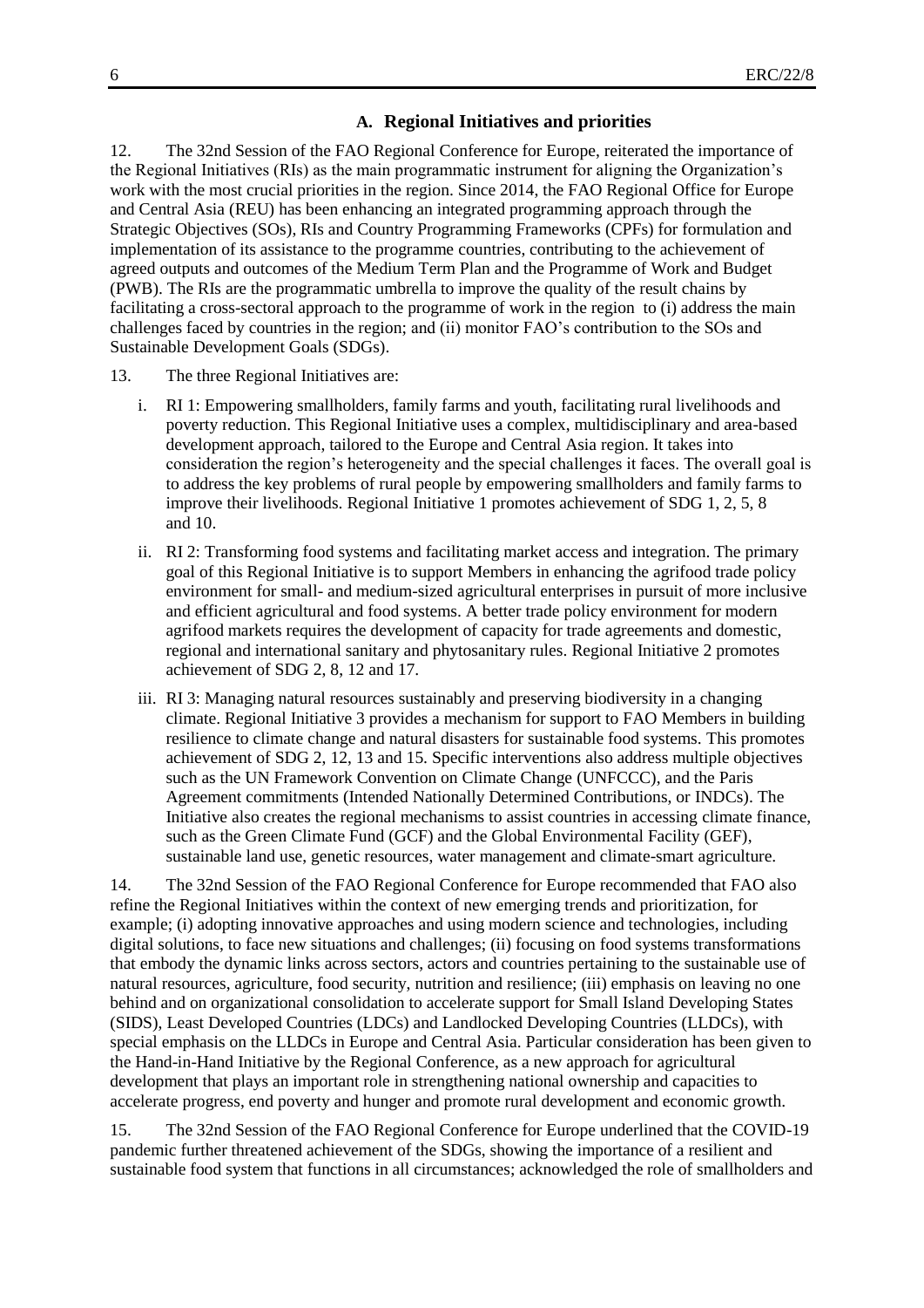### A. Regional Initiatives and priorities

12. The 32nd Session of the FAO Regional Conference for Europe, reiterated the importance of the Regional Initiatives (RIs) as the main programmatic instrument for aligning the Organization's work with the most crucial priorities in the region. Since 2014, the FAO Regional Office for Europe and Central Asia (REU) has been enhancing an integrated programming approach through the Strategic Objectives (SOs), RIs and Country Programming Frameworks (CPFs) for formulation and implementation of its assistance to the programme countries, contributing to the achievement of agreed outputs and outcomes of the Medium Term Plan and the Programme of Work and Budget (PWB). The RIs are the programmatic umbrella to improve the quality of the result chains by facilitating a cross-sectoral approach to the programme of work in the region to (i) address the main challenges faced by countries in the region; and (ii) monitor FAO's contribution to the SOs and Sustainable Development Goals (SDGs).

13. The three Regional Initiatives are:

i. RI 1: Empowering smallholders, family farms and youth, facilitating rural livelihoods and poverty reduction. This Regional Initiative uses a complex, multidisciplinary and area-based development approach, tailored to the Europe and Central Asia region. It takes into consideration the region's heterogeneity and the special challenges it faces. The overall goal is to address the key problems of rural people by empowering smallholders and family farms to improve their livelihoods. Regional Initiative 1 promotes achievement of SDG 1, 2, 5, 8 and 10.

ii. RI 2: Transforming food systems and facilitating market access and integration. The primary goal of this Regional Initiative is to support Members in enhancing the agrifood trade policy environment for small- and medium-sized agricultural enterprises in pursuit of more inclusive and efficient agricultural and food systems. A better trade policy environment for modern agrifood markets requires the development of capacity for trade agreements and domestic, regional and international sanitary and phytosanitary rules. Regional Initiative 2 promotes achievement of SDG 2, 8, 12 and 17.

iii. RI 3: Managing natural resources sustainably and preserving biodiversity in a changing climate. Regional Initiative 3 provides a mechanism for support to FAO Members in building resilience to climate change and natural disasters for sustainable food systems. This promotes achievement of SDG 2, 12, 13 and 15. Specific interventions also address multiple objectives such as the UN Framework Convention on Climate Change (UNFCCC), and the Paris Agreement commitments (Intended Nationally Determined Contributions, or INDCs). The Initiative also creates the regional mechanisms to assist countries in accessing climate finance, such as the Green Climate Fund (GCF) and the Global Environmental Facility (GEF), sustainable land use, genetic resources, water management and climate-smart agriculture.

14. The 32nd Session of the FAO Regional Conference for Europe recommended that FAO also refine the Regional Initiatives within the context of new emerging trends and prioritization, for example; (i) adopting innovative approaches and using modern science and technologies, including digital solutions, to face new situations and challenges; (ii) focusing on food systems transformations that embody the dynamic links across sectors, actors and countries pertaining to the sustainable use of natural resources, agriculture, food security, nutrition and resilience; (iii) emphasis on leaving no one behind and on organizational consolidation to accelerate support for Small Island Developing States (SIDS), Least Developed Countries (LDCs) and Landlocked Developing Countries (LLDCs), with special emphasis on the LLDCs in Europe and Central Asia. Particular consideration has been given to the Hand-in-Hand Initiative by the Regional Conference, as a new approach for agricultural development that plays an important role in strengthening national ownership and capacities to accelerate progress, end poverty and hunger and promote rural development and economic growth.

15. The 32nd Session of the FAO Regional Conference for Europe underlined that the COVID-19 pandemic further threatened achievement of the SDGs, showing the importance of a resilient and sustainable food system that functions in all circumstances; acknowledged the role of smallholders and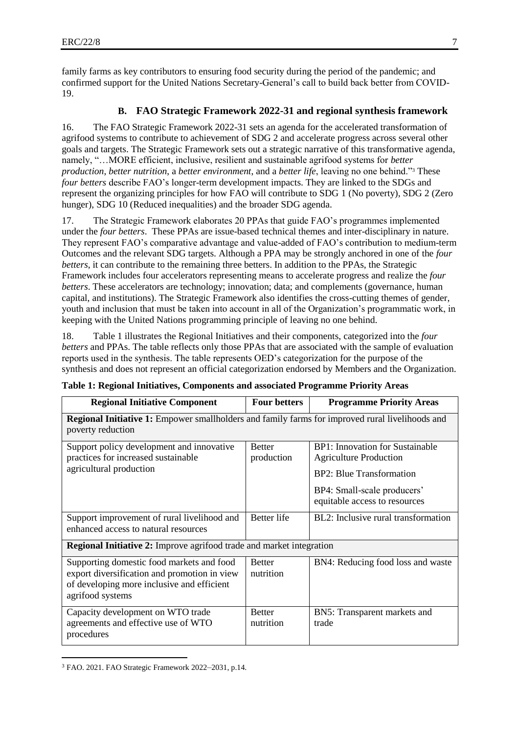family farms as key contributors to ensuring food security during the period of the pandemic; and confirmed support for the United Nations Secretary-General's call to build back better from COVID-19.

## B. FAO Strategic Framework 2022-31 and regional synthesis framework

16. The FAO Strategic Framework 2022-31 sets an agenda for the accelerated transformation of agrifood systems to contribute to achievement of SDG 2 and accelerate progress across several other goals and targets. The Strategic Framework sets out a strategic narrative of this transformative agenda, namely, "…MORE efficient, inclusive, resilient and sustainable agrifood systems for *better production*, *better nutrition*, a *better environment*, and a *better life*, leaving no one behind."[3] These *four betters* describe FAO's longer-term development impacts. They are linked to the SDGs and represent the organizing principles for how FAO will contribute to SDG 1 (No poverty), SDG 2 (Zero hunger), SDG 10 (Reduced inequalities) and the broader SDG agenda.

17. The Strategic Framework elaborates 20 PPAs that guide FAO's programmes implemented under the *four betters*. These PPAs are issue-based technical themes and inter-disciplinary in nature. They represent FAO's comparative advantage and value-added of FAO's contribution to medium-term Outcomes and the relevant SDG targets. Although a PPA may be strongly anchored in one of the *four betters*, it can contribute to the remaining three betters. In addition to the PPAs, the Strategic Framework includes four accelerators representing means to accelerate progress and realize the *four betters*. These accelerators are technology; innovation; data; and complements (governance, human capital, and institutions). The Strategic Framework also identifies the cross-cutting themes of gender, youth and inclusion that must be taken into account in all of the Organization's programmatic work, in keeping with the United Nations programming principle of leaving no one behind.

18. Table 1 illustrates the Regional Initiatives and their components, categorized into the *four betters* and PPAs. The table reflects only those PPAs that are associated with the sample of evaluation reports used in the synthesis. The table represents OED's categorization for the purpose of the synthesis and does not represent an official categorization endorsed by Members and the Organization.

**Table 1: Regional Initiatives, Components and associated Programme Priority Areas**

| Regional Initiative Component | Four betters | Programme Priority Areas |
|---|---|---|
| **Regional Initiative 1:** Empower smallholders and family farms for improved rural livelihoods and poverty reduction | | |
| Support policy development and innovative practices for increased sustainable agricultural production | Better production | BP1: Innovation for Sustainable Agriculture Production<br>BP2: Blue Transformation<br>BP4: Small-scale producers' equitable access to resources |
| Support improvement of rural livelihood and enhanced access to natural resources | Better life | BL2: Inclusive rural transformation |
| **Regional Initiative 2:** Improve agrifood trade and market integration | | |
| Supporting domestic food markets and food export diversification and promotion in view of developing more inclusive and efficient agrifood systems | Better nutrition | BN4: Reducing food loss and waste |
| Capacity development on WTO trade agreements and effective use of WTO procedures | Better nutrition | BN5: Transparent markets and trade |

[3] FAO. 2021. FAO Strategic Framework 2022–2031, p.14.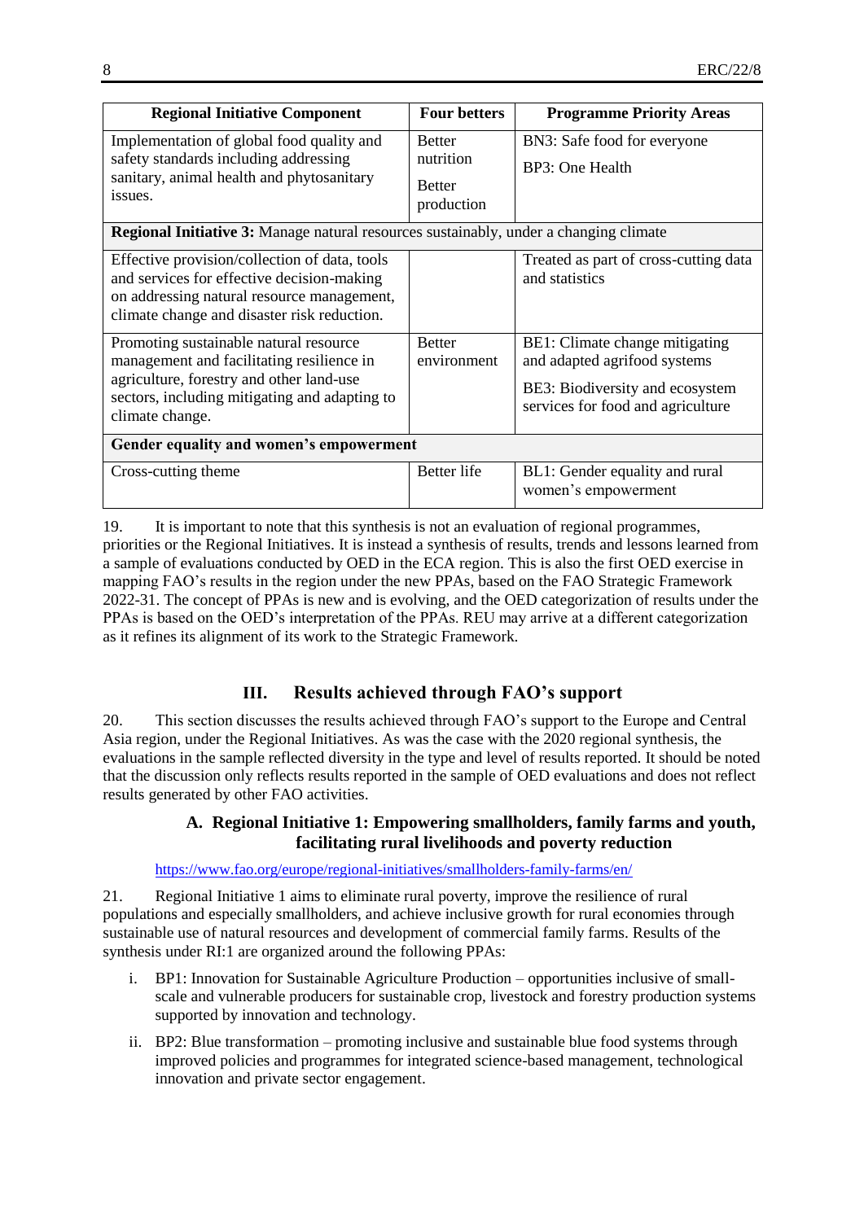| Regional Initiative Component | Four betters | Programme Priority Areas |
| --- | --- | --- |
| Implementation of global food quality and safety standards including addressing sanitary, animal health and phytosanitary issues. | Better nutrition<br><br>Better production | BN3: Safe food for everyone<br><br>BP3: One Health |
| **Regional Initiative 3:** Manage natural resources sustainably, under a changing climate | | |
| Effective provision/collection of data, tools and services for effective decision-making on addressing natural resource management, climate change and disaster risk reduction. | | Treated as part of cross-cutting data and statistics |
| Promoting sustainable natural resource management and facilitating resilience in agriculture, forestry and other land-use sectors, including mitigating and adapting to climate change. | Better environment | BE1: Climate change mitigating and adapted agrifood systems<br><br>BE3: Biodiversity and ecosystem services for food and agriculture |
| **Gender equality and women's empowerment** | | |
| Cross-cutting theme | Better life | BL1: Gender equality and rural women's empowerment |

19. It is important to note that this synthesis is not an evaluation of regional programmes, priorities or the Regional Initiatives. It is instead a synthesis of results, trends and lessons learned from a sample of evaluations conducted by OED in the ECA region. This is also the first OED exercise in mapping FAO's results in the region under the new PPAs, based on the FAO Strategic Framework 2022-31. The concept of PPAs is new and is evolving, and the OED categorization of results under the PPAs is based on the OED's interpretation of the PPAs. REU may arrive at a different categorization as it refines its alignment of its work to the Strategic Framework.

# III. Results achieved through FAO's support

20. This section discusses the results achieved through FAO's support to the Europe and Central Asia region, under the Regional Initiatives. As was the case with the 2020 regional synthesis, the evaluations in the sample reflected diversity in the type and level of results reported. It should be noted that the discussion only reflects results reported in the sample of OED evaluations and does not reflect results generated by other FAO activities.

## A. Regional Initiative 1: Empowering smallholders, family farms and youth, facilitating rural livelihoods and poverty reduction

https://www.fao.org/europe/regional-initiatives/smallholders-family-farms/en/

21. Regional Initiative 1 aims to eliminate rural poverty, improve the resilience of rural populations and especially smallholders, and achieve inclusive growth for rural economies through sustainable use of natural resources and development of commercial family farms. Results of the synthesis under RI:1 are organized around the following PPAs:

i. BP1: Innovation for Sustainable Agriculture Production – opportunities inclusive of small-scale and vulnerable producers for sustainable crop, livestock and forestry production systems supported by innovation and technology.

ii. BP2: Blue transformation – promoting inclusive and sustainable blue food systems through improved policies and programmes for integrated science-based management, technological innovation and private sector engagement.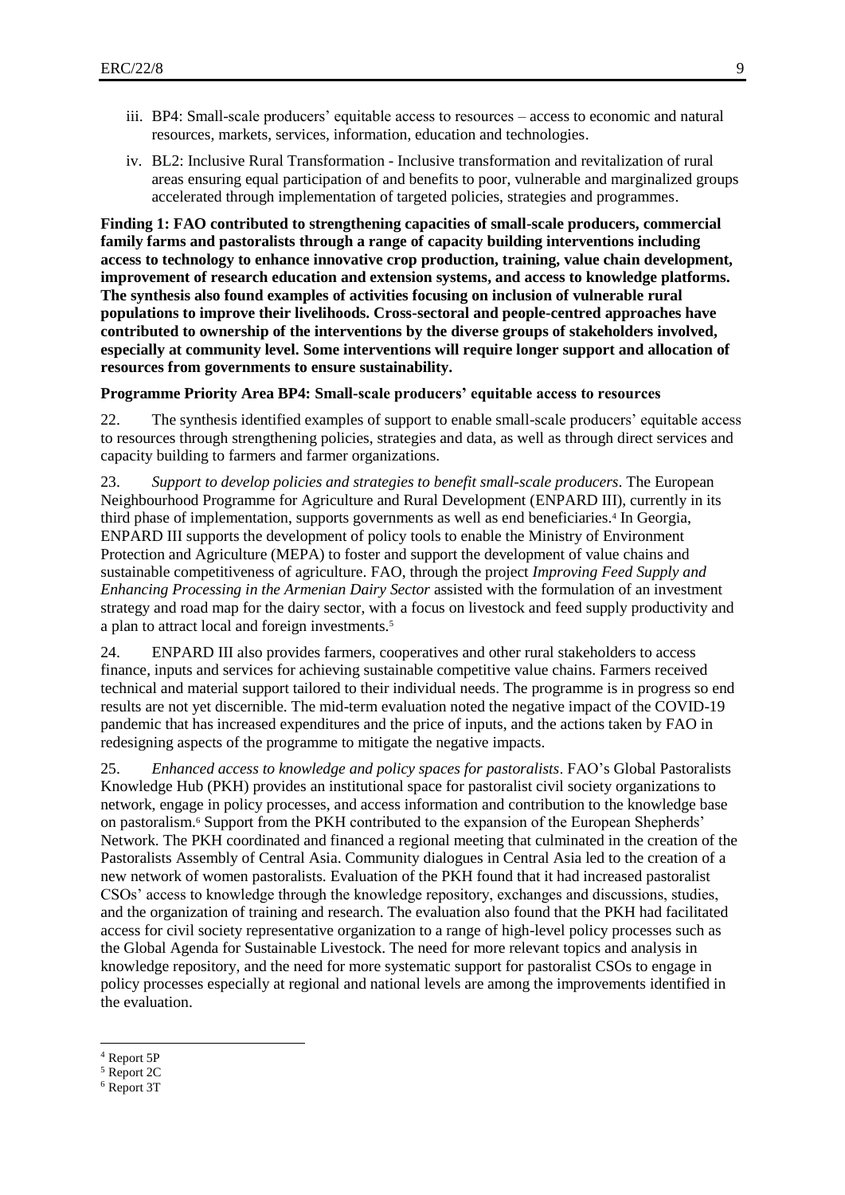iii. BP4: Small-scale producers' equitable access to resources – access to economic and natural resources, markets, services, information, education and technologies.

iv. BL2: Inclusive Rural Transformation - Inclusive transformation and revitalization of rural areas ensuring equal participation of and benefits to poor, vulnerable and marginalized groups accelerated through implementation of targeted policies, strategies and programmes.

**Finding 1: FAO contributed to strengthening capacities of small-scale producers, commercial family farms and pastoralists through a range of capacity building interventions including access to technology to enhance innovative crop production, training, value chain development, improvement of research education and extension systems, and access to knowledge platforms. The synthesis also found examples of activities focusing on inclusion of vulnerable rural populations to improve their livelihoods. Cross-sectoral and people-centred approaches have contributed to ownership of the interventions by the diverse groups of stakeholders involved, especially at community level. Some interventions will require longer support and allocation of resources from governments to ensure sustainability.**

**Programme Priority Area BP4: Small-scale producers' equitable access to resources**

22. The synthesis identified examples of support to enable small-scale producers' equitable access to resources through strengthening policies, strategies and data, as well as through direct services and capacity building to farmers and farmer organizations.

23. *Support to develop policies and strategies to benefit small-scale producers*. The European Neighbourhood Programme for Agriculture and Rural Development (ENPARD III), currently in its third phase of implementation, supports governments as well as end beneficiaries.[4] In Georgia, ENPARD III supports the development of policy tools to enable the Ministry of Environment Protection and Agriculture (MEPA) to foster and support the development of value chains and sustainable competitiveness of agriculture. FAO, through the project *Improving Feed Supply and Enhancing Processing in the Armenian Dairy Sector* assisted with the formulation of an investment strategy and road map for the dairy sector, with a focus on livestock and feed supply productivity and a plan to attract local and foreign investments.[5]

24. ENPARD III also provides farmers, cooperatives and other rural stakeholders to access finance, inputs and services for achieving sustainable competitive value chains. Farmers received technical and material support tailored to their individual needs. The programme is in progress so end results are not yet discernible. The mid-term evaluation noted the negative impact of the COVID-19 pandemic that has increased expenditures and the price of inputs, and the actions taken by FAO in redesigning aspects of the programme to mitigate the negative impacts.

25. *Enhanced access to knowledge and policy spaces for pastoralists*. FAO's Global Pastoralists Knowledge Hub (PKH) provides an institutional space for pastoralist civil society organizations to network, engage in policy processes, and access information and contribution to the knowledge base on pastoralism.[6] Support from the PKH contributed to the expansion of the European Shepherds' Network. The PKH coordinated and financed a regional meeting that culminated in the creation of the Pastoralists Assembly of Central Asia. Community dialogues in Central Asia led to the creation of a new network of women pastoralists. Evaluation of the PKH found that it had increased pastoralist CSOs' access to knowledge through the knowledge repository, exchanges and discussions, studies, and the organization of training and research. The evaluation also found that the PKH had facilitated access for civil society representative organization to a range of high-level policy processes such as the Global Agenda for Sustainable Livestock. The need for more relevant topics and analysis in knowledge repository, and the need for more systematic support for pastoralist CSOs to engage in policy processes especially at regional and national levels are among the improvements identified in the evaluation.

---

[4] Report 5P

[5] Report 2C

[6] Report 3T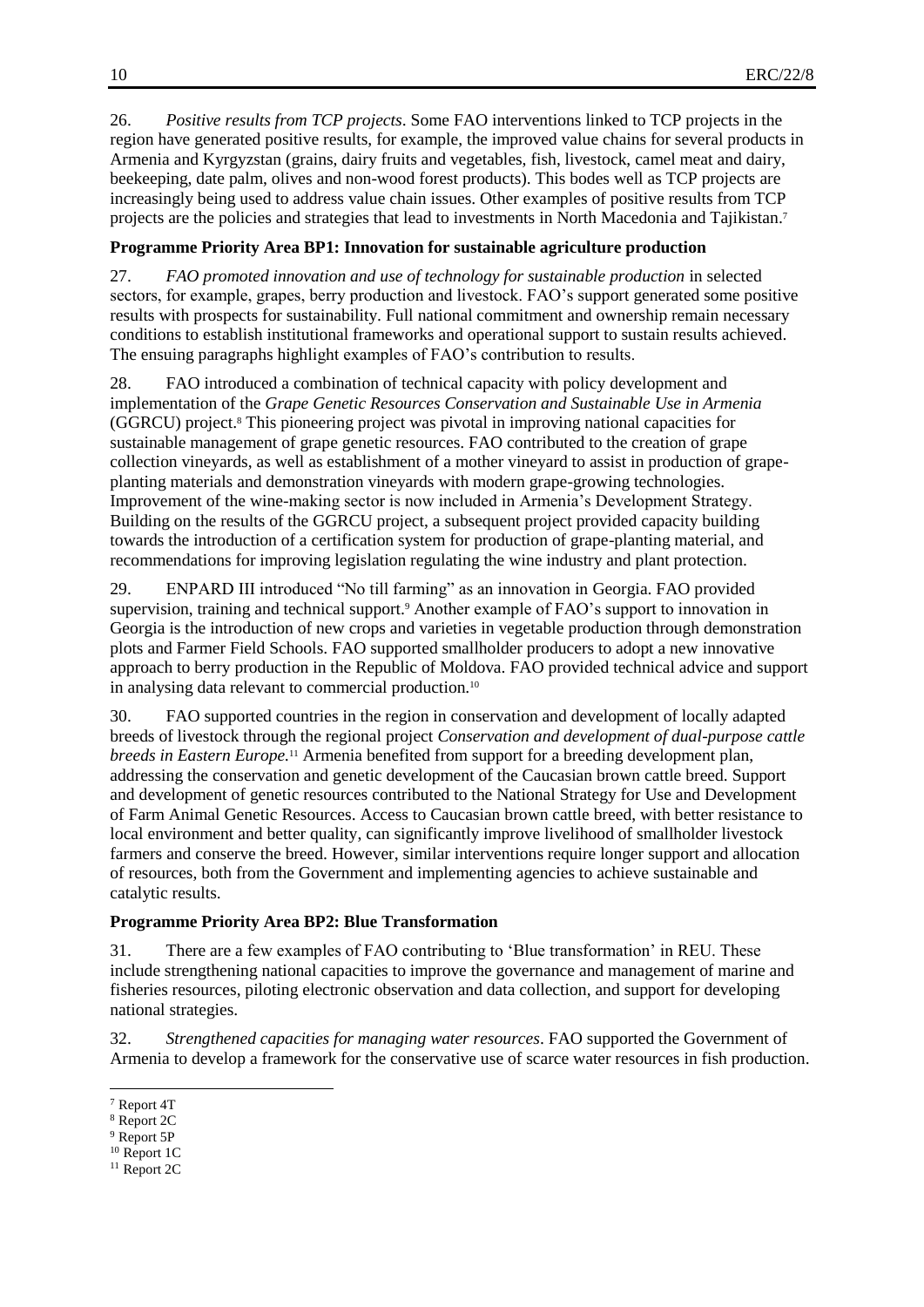26. *Positive results from TCP projects*. Some FAO interventions linked to TCP projects in the region have generated positive results, for example, the improved value chains for several products in Armenia and Kyrgyzstan (grains, dairy fruits and vegetables, fish, livestock, camel meat and dairy, beekeeping, date palm, olives and non-wood forest products). This bodes well as TCP projects are increasingly being used to address value chain issues. Other examples of positive results from TCP projects are the policies and strategies that lead to investments in North Macedonia and Tajikistan.[7]

**Programme Priority Area BP1: Innovation for sustainable agriculture production**

27. *FAO promoted innovation and use of technology for sustainable production* in selected sectors, for example, grapes, berry production and livestock. FAO's support generated some positive results with prospects for sustainability. Full national commitment and ownership remain necessary conditions to establish institutional frameworks and operational support to sustain results achieved. The ensuing paragraphs highlight examples of FAO's contribution to results.

28. FAO introduced a combination of technical capacity with policy development and implementation of the *Grape Genetic Resources Conservation and Sustainable Use in Armenia* (GGRCU) project.[8] This pioneering project was pivotal in improving national capacities for sustainable management of grape genetic resources. FAO contributed to the creation of grape collection vineyards, as well as establishment of a mother vineyard to assist in production of grape-planting materials and demonstration vineyards with modern grape-growing technologies. Improvement of the wine-making sector is now included in Armenia's Development Strategy. Building on the results of the GGRCU project, a subsequent project provided capacity building towards the introduction of a certification system for production of grape-planting material, and recommendations for improving legislation regulating the wine industry and plant protection.

29. ENPARD III introduced "No till farming" as an innovation in Georgia. FAO provided supervision, training and technical support.[9] Another example of FAO's support to innovation in Georgia is the introduction of new crops and varieties in vegetable production through demonstration plots and Farmer Field Schools. FAO supported smallholder producers to adopt a new innovative approach to berry production in the Republic of Moldova. FAO provided technical advice and support in analysing data relevant to commercial production.[10]

30. FAO supported countries in the region in conservation and development of locally adapted breeds of livestock through the regional project *Conservation and development of dual-purpose cattle breeds in Eastern Europe.*[11] Armenia benefited from support for a breeding development plan, addressing the conservation and genetic development of the Caucasian brown cattle breed. Support and development of genetic resources contributed to the National Strategy for Use and Development of Farm Animal Genetic Resources. Access to Caucasian brown cattle breed, with better resistance to local environment and better quality, can significantly improve livelihood of smallholder livestock farmers and conserve the breed. However, similar interventions require longer support and allocation of resources, both from the Government and implementing agencies to achieve sustainable and catalytic results.

**Programme Priority Area BP2: Blue Transformation**

31. There are a few examples of FAO contributing to 'Blue transformation' in REU. These include strengthening national capacities to improve the governance and management of marine and fisheries resources, piloting electronic observation and data collection, and support for developing national strategies.

32. *Strengthened capacities for managing water resources*. FAO supported the Government of Armenia to develop a framework for the conservative use of scarce water resources in fish production.

---

[7] Report 4T

[8] Report 2C

[9] Report 5P

[10] Report 1C

[11] Report 2C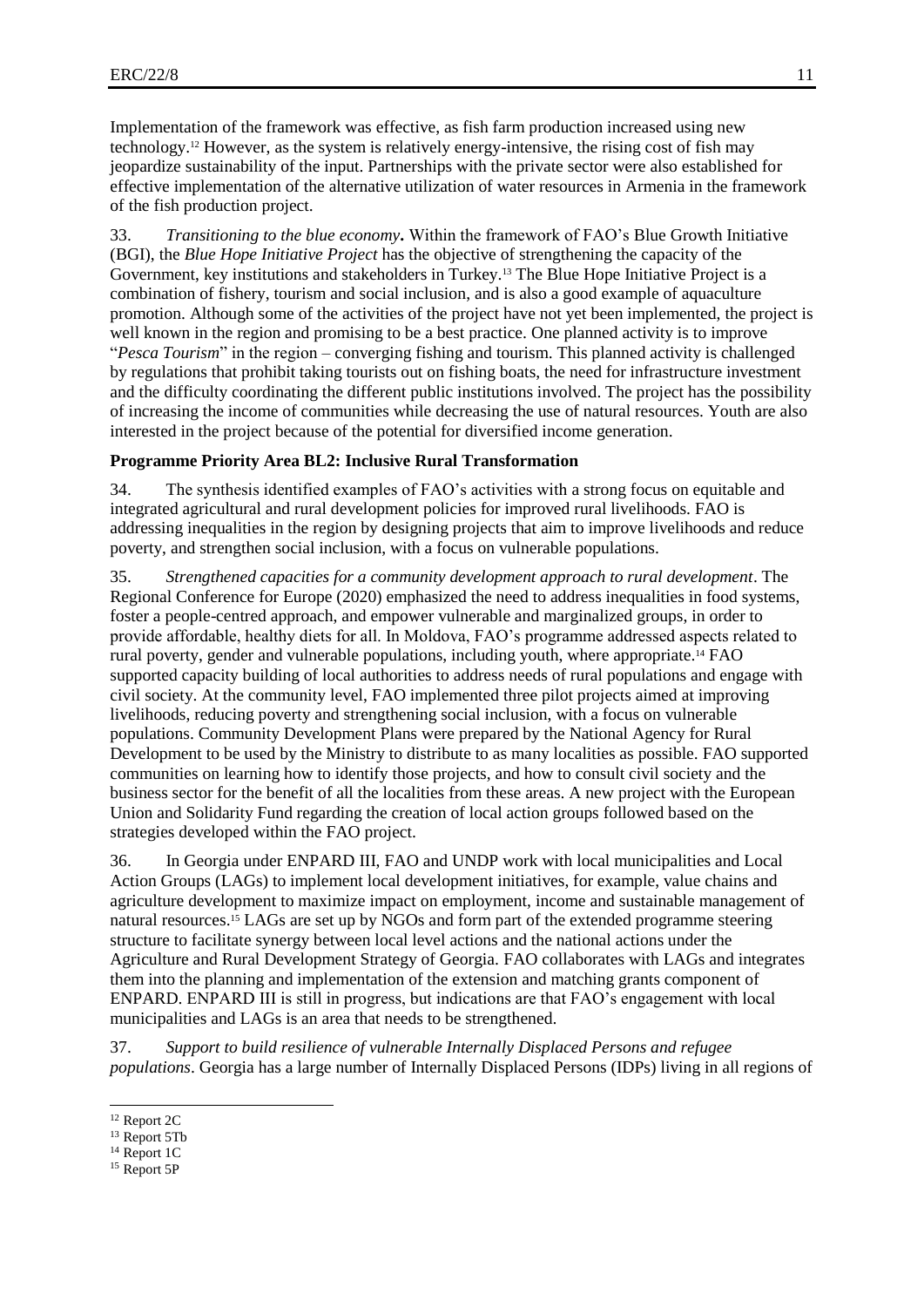Implementation of the framework was effective, as fish farm production increased using new technology.[12] However, as the system is relatively energy-intensive, the rising cost of fish may jeopardize sustainability of the input. Partnerships with the private sector were also established for effective implementation of the alternative utilization of water resources in Armenia in the framework of the fish production project.

33. *Transitioning to the blue economy***.** Within the framework of FAO's Blue Growth Initiative (BGI), the *Blue Hope Initiative Project* has the objective of strengthening the capacity of the Government, key institutions and stakeholders in Turkey.[13] The Blue Hope Initiative Project is a combination of fishery, tourism and social inclusion, and is also a good example of aquaculture promotion. Although some of the activities of the project have not yet been implemented, the project is well known in the region and promising to be a best practice. One planned activity is to improve "*Pesca Tourism*" in the region – converging fishing and tourism. This planned activity is challenged by regulations that prohibit taking tourists out on fishing boats, the need for infrastructure investment and the difficulty coordinating the different public institutions involved. The project has the possibility of increasing the income of communities while decreasing the use of natural resources. Youth are also interested in the project because of the potential for diversified income generation.

**Programme Priority Area BL2: Inclusive Rural Transformation**

34. The synthesis identified examples of FAO's activities with a strong focus on equitable and integrated agricultural and rural development policies for improved rural livelihoods. FAO is addressing inequalities in the region by designing projects that aim to improve livelihoods and reduce poverty, and strengthen social inclusion, with a focus on vulnerable populations.

35. *Strengthened capacities for a community development approach to rural development*. The Regional Conference for Europe (2020) emphasized the need to address inequalities in food systems, foster a people-centred approach, and empower vulnerable and marginalized groups, in order to provide affordable, healthy diets for all. In Moldova, FAO's programme addressed aspects related to rural poverty, gender and vulnerable populations, including youth, where appropriate.[14] FAO supported capacity building of local authorities to address needs of rural populations and engage with civil society. At the community level, FAO implemented three pilot projects aimed at improving livelihoods, reducing poverty and strengthening social inclusion, with a focus on vulnerable populations. Community Development Plans were prepared by the National Agency for Rural Development to be used by the Ministry to distribute to as many localities as possible. FAO supported communities on learning how to identify those projects, and how to consult civil society and the business sector for the benefit of all the localities from these areas. A new project with the European Union and Solidarity Fund regarding the creation of local action groups followed based on the strategies developed within the FAO project.

36. In Georgia under ENPARD III, FAO and UNDP work with local municipalities and Local Action Groups (LAGs) to implement local development initiatives, for example, value chains and agriculture development to maximize impact on employment, income and sustainable management of natural resources.[15] LAGs are set up by NGOs and form part of the extended programme steering structure to facilitate synergy between local level actions and the national actions under the Agriculture and Rural Development Strategy of Georgia. FAO collaborates with LAGs and integrates them into the planning and implementation of the extension and matching grants component of ENPARD. ENPARD III is still in progress, but indications are that FAO's engagement with local municipalities and LAGs is an area that needs to be strengthened.

37. *Support to build resilience of vulnerable Internally Displaced Persons and refugee populations*. Georgia has a large number of Internally Displaced Persons (IDPs) living in all regions of

---

[12] Report 2C

[13] Report 5Tb

[14] Report 1C

[15] Report 5P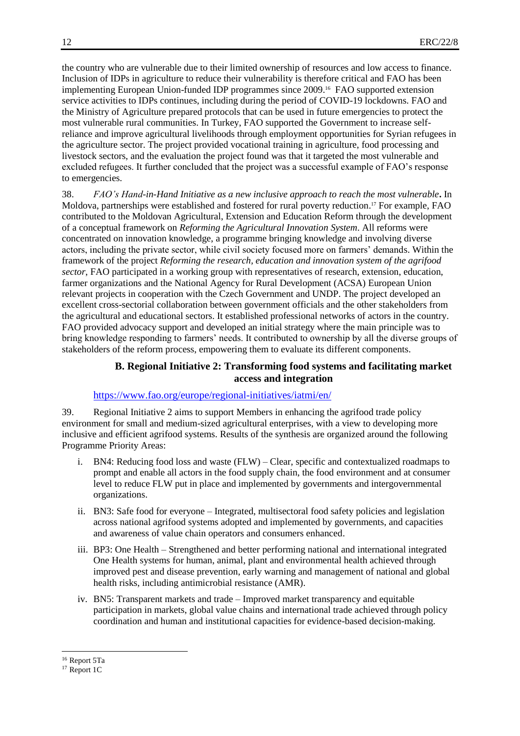the country who are vulnerable due to their limited ownership of resources and low access to finance. Inclusion of IDPs in agriculture to reduce their vulnerability is therefore critical and FAO has been implementing European Union-funded IDP programmes since 2009.[16] FAO supported extension service activities to IDPs continues, including during the period of COVID-19 lockdowns. FAO and the Ministry of Agriculture prepared protocols that can be used in future emergencies to protect the most vulnerable rural communities. In Turkey, FAO supported the Government to increase self-reliance and improve agricultural livelihoods through employment opportunities for Syrian refugees in the agriculture sector. The project provided vocational training in agriculture, food processing and livestock sectors, and the evaluation the project found was that it targeted the most vulnerable and excluded refugees. It further concluded that the project was a successful example of FAO's response to emergencies.

38. *FAO's Hand-in-Hand Initiative as a new inclusive approach to reach the most vulnerable***.** In Moldova, partnerships were established and fostered for rural poverty reduction.[17] For example, FAO contributed to the Moldovan Agricultural, Extension and Education Reform through the development of a conceptual framework on *Reforming the Agricultural Innovation System*. All reforms were concentrated on innovation knowledge, a programme bringing knowledge and involving diverse actors, including the private sector, while civil society focused more on farmers' demands. Within the framework of the project *Reforming the research, education and innovation system of the agrifood sector*, FAO participated in a working group with representatives of research, extension, education, farmer organizations and the National Agency for Rural Development (ACSA) European Union relevant projects in cooperation with the Czech Government and UNDP. The project developed an excellent cross-sectorial collaboration between government officials and the other stakeholders from the agricultural and educational sectors. It established professional networks of actors in the country. FAO provided advocacy support and developed an initial strategy where the main principle was to bring knowledge responding to farmers' needs. It contributed to ownership by all the diverse groups of stakeholders of the reform process, empowering them to evaluate its different components.

### B. Regional Initiative 2: Transforming food systems and facilitating market access and integration

https://www.fao.org/europe/regional-initiatives/iatmi/en/

39. Regional Initiative 2 aims to support Members in enhancing the agrifood trade policy environment for small and medium-sized agricultural enterprises, with a view to developing more inclusive and efficient agrifood systems. Results of the synthesis are organized around the following Programme Priority Areas:

i. BN4: Reducing food loss and waste (FLW) – Clear, specific and contextualized roadmaps to prompt and enable all actors in the food supply chain, the food environment and at consumer level to reduce FLW put in place and implemented by governments and intergovernmental organizations.

ii. BN3: Safe food for everyone – Integrated, multisectoral food safety policies and legislation across national agrifood systems adopted and implemented by governments, and capacities and awareness of value chain operators and consumers enhanced.

iii. BP3: One Health – Strengthened and better performing national and international integrated One Health systems for human, animal, plant and environmental health achieved through improved pest and disease prevention, early warning and management of national and global health risks, including antimicrobial resistance (AMR).

iv. BN5: Transparent markets and trade – Improved market transparency and equitable participation in markets, global value chains and international trade achieved through policy coordination and human and institutional capacities for evidence-based decision-making.

---

[16] Report 5Ta

[17] Report 1C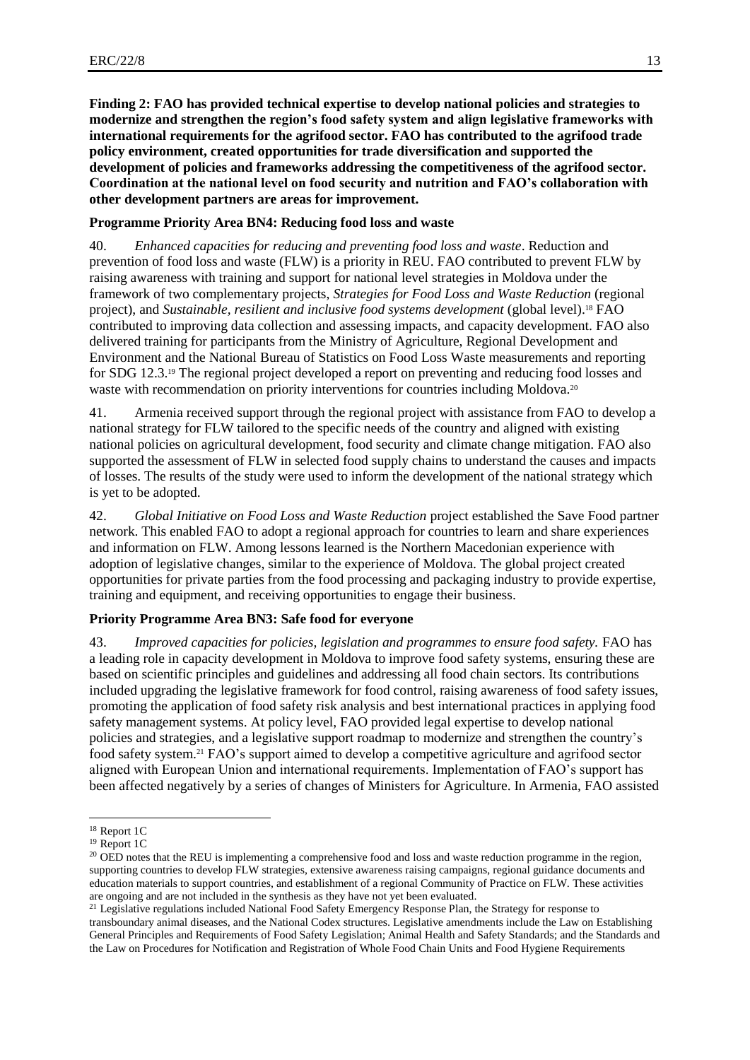**Finding 2: FAO has provided technical expertise to develop national policies and strategies to modernize and strengthen the region's food safety system and align legislative frameworks with international requirements for the agrifood sector. FAO has contributed to the agrifood trade policy environment, created opportunities for trade diversification and supported the development of policies and frameworks addressing the competitiveness of the agrifood sector. Coordination at the national level on food security and nutrition and FAO's collaboration with other development partners are areas for improvement.**

**Programme Priority Area BN4: Reducing food loss and waste**

40. *Enhanced capacities for reducing and preventing food loss and waste*. Reduction and prevention of food loss and waste (FLW) is a priority in REU. FAO contributed to prevent FLW by raising awareness with training and support for national level strategies in Moldova under the framework of two complementary projects, *Strategies for Food Loss and Waste Reduction* (regional project), and *Sustainable, resilient and inclusive food systems development* (global level).[18] FAO contributed to improving data collection and assessing impacts, and capacity development. FAO also delivered training for participants from the Ministry of Agriculture, Regional Development and Environment and the National Bureau of Statistics on Food Loss Waste measurements and reporting for SDG 12.3.[19] The regional project developed a report on preventing and reducing food losses and waste with recommendation on priority interventions for countries including Moldova.[20]

41. Armenia received support through the regional project with assistance from FAO to develop a national strategy for FLW tailored to the specific needs of the country and aligned with existing national policies on agricultural development, food security and climate change mitigation. FAO also supported the assessment of FLW in selected food supply chains to understand the causes and impacts of losses. The results of the study were used to inform the development of the national strategy which is yet to be adopted.

42. *Global Initiative on Food Loss and Waste Reduction* project established the Save Food partner network. This enabled FAO to adopt a regional approach for countries to learn and share experiences and information on FLW. Among lessons learned is the Northern Macedonian experience with adoption of legislative changes, similar to the experience of Moldova. The global project created opportunities for private parties from the food processing and packaging industry to provide expertise, training and equipment, and receiving opportunities to engage their business.

**Priority Programme Area BN3: Safe food for everyone**

43. *Improved capacities for policies, legislation and programmes to ensure food safety.* FAO has a leading role in capacity development in Moldova to improve food safety systems, ensuring these are based on scientific principles and guidelines and addressing all food chain sectors. Its contributions included upgrading the legislative framework for food control, raising awareness of food safety issues, promoting the application of food safety risk analysis and best international practices in applying food safety management systems. At policy level, FAO provided legal expertise to develop national policies and strategies, and a legislative support roadmap to modernize and strengthen the country's food safety system.[21] FAO's support aimed to develop a competitive agriculture and agrifood sector aligned with European Union and international requirements. Implementation of FAO's support has been affected negatively by a series of changes of Ministers for Agriculture. In Armenia, FAO assisted

---

[18] Report 1C

[19] Report 1C

[20] OED notes that the REU is implementing a comprehensive food and loss and waste reduction programme in the region, supporting countries to develop FLW strategies, extensive awareness raising campaigns, regional guidance documents and education materials to support countries, and establishment of a regional Community of Practice on FLW. These activities are ongoing and are not included in the synthesis as they have not yet been evaluated.

[21] Legislative regulations included National Food Safety Emergency Response Plan, the Strategy for response to transboundary animal diseases, and the National Codex structures. Legislative amendments include the Law on Establishing General Principles and Requirements of Food Safety Legislation; Animal Health and Safety Standards; and the Standards and the Law on Procedures for Notification and Registration of Whole Food Chain Units and Food Hygiene Requirements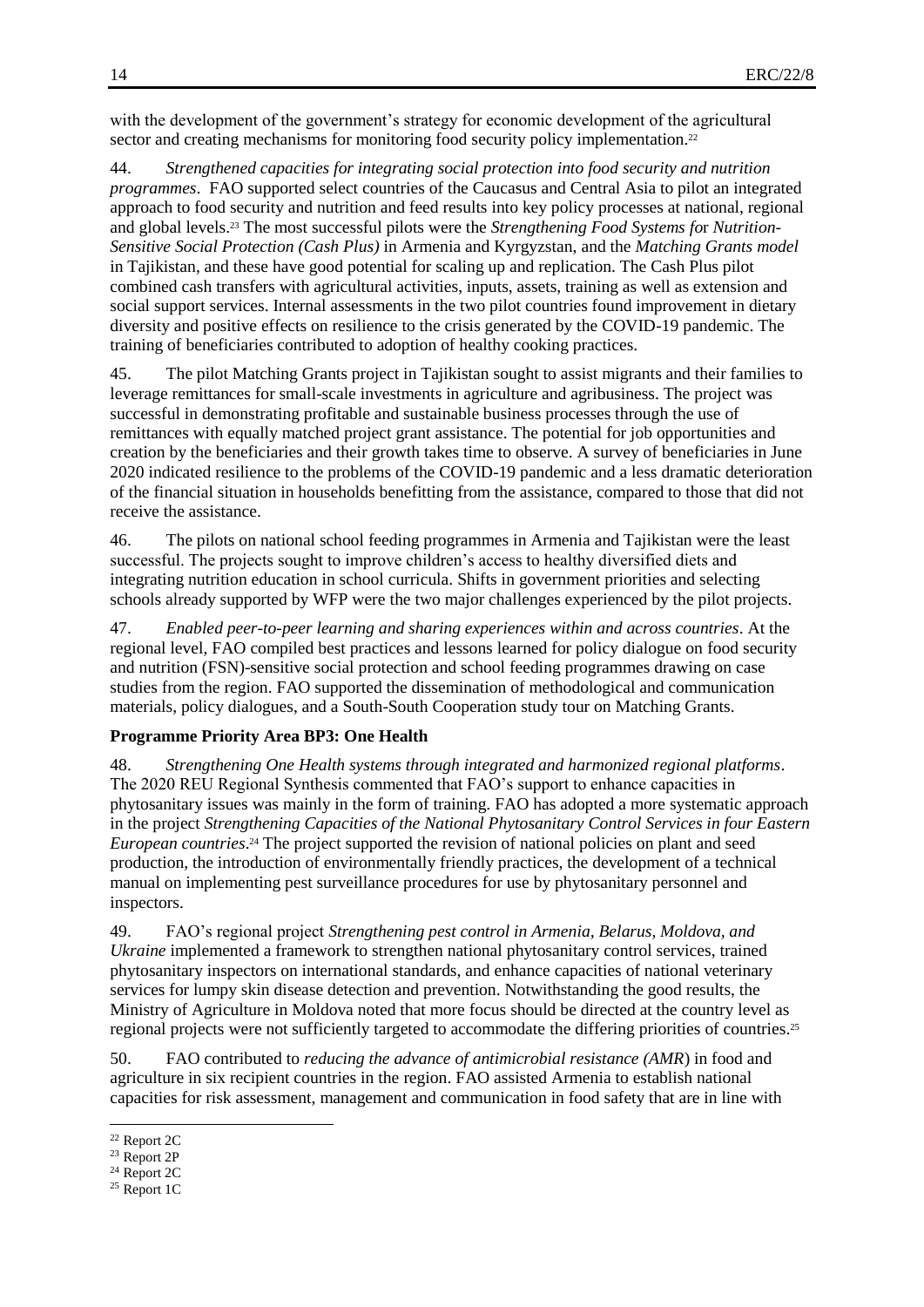with the development of the government's strategy for economic development of the agricultural sector and creating mechanisms for monitoring food security policy implementation.[22]

44. *Strengthened capacities for integrating social protection into food security and nutrition programmes*. FAO supported select countries of the Caucasus and Central Asia to pilot an integrated approach to food security and nutrition and feed results into key policy processes at national, regional and global levels.[23] The most successful pilots were the *Strengthening Food Systems for Nutrition-Sensitive Social Protection (Cash Plus)* in Armenia and Kyrgyzstan, and the *Matching Grants model* in Tajikistan, and these have good potential for scaling up and replication. The Cash Plus pilot combined cash transfers with agricultural activities, inputs, assets, training as well as extension and social support services. Internal assessments in the two pilot countries found improvement in dietary diversity and positive effects on resilience to the crisis generated by the COVID-19 pandemic. The training of beneficiaries contributed to adoption of healthy cooking practices.

45. The pilot Matching Grants project in Tajikistan sought to assist migrants and their families to leverage remittances for small-scale investments in agriculture and agribusiness. The project was successful in demonstrating profitable and sustainable business processes through the use of remittances with equally matched project grant assistance. The potential for job opportunities and creation by the beneficiaries and their growth takes time to observe. A survey of beneficiaries in June 2020 indicated resilience to the problems of the COVID-19 pandemic and a less dramatic deterioration of the financial situation in households benefitting from the assistance, compared to those that did not receive the assistance.

46. The pilots on national school feeding programmes in Armenia and Tajikistan were the least successful. The projects sought to improve children's access to healthy diversified diets and integrating nutrition education in school curricula. Shifts in government priorities and selecting schools already supported by WFP were the two major challenges experienced by the pilot projects.

47. *Enabled peer-to-peer learning and sharing experiences within and across countries*. At the regional level, FAO compiled best practices and lessons learned for policy dialogue on food security and nutrition (FSN)-sensitive social protection and school feeding programmes drawing on case studies from the region. FAO supported the dissemination of methodological and communication materials, policy dialogues, and a South-South Cooperation study tour on Matching Grants.

**Programme Priority Area BP3: One Health**

48. *Strengthening One Health systems through integrated and harmonized regional platforms*. The 2020 REU Regional Synthesis commented that FAO's support to enhance capacities in phytosanitary issues was mainly in the form of training. FAO has adopted a more systematic approach in the project *Strengthening Capacities of the National Phytosanitary Control Services in four Eastern European countries*.[24] The project supported the revision of national policies on plant and seed production, the introduction of environmentally friendly practices, the development of a technical manual on implementing pest surveillance procedures for use by phytosanitary personnel and inspectors.

49. FAO's regional project *Strengthening pest control in Armenia, Belarus, Moldova, and Ukraine* implemented a framework to strengthen national phytosanitary control services, trained phytosanitary inspectors on international standards, and enhance capacities of national veterinary services for lumpy skin disease detection and prevention. Notwithstanding the good results, the Ministry of Agriculture in Moldova noted that more focus should be directed at the country level as regional projects were not sufficiently targeted to accommodate the differing priorities of countries.[25]

50. FAO contributed to *reducing the advance of antimicrobial resistance (AMR*) in food and agriculture in six recipient countries in the region. FAO assisted Armenia to establish national capacities for risk assessment, management and communication in food safety that are in line with

[22] Report 2C

[23] Report 2P

[24] Report 2C

[25] Report 1C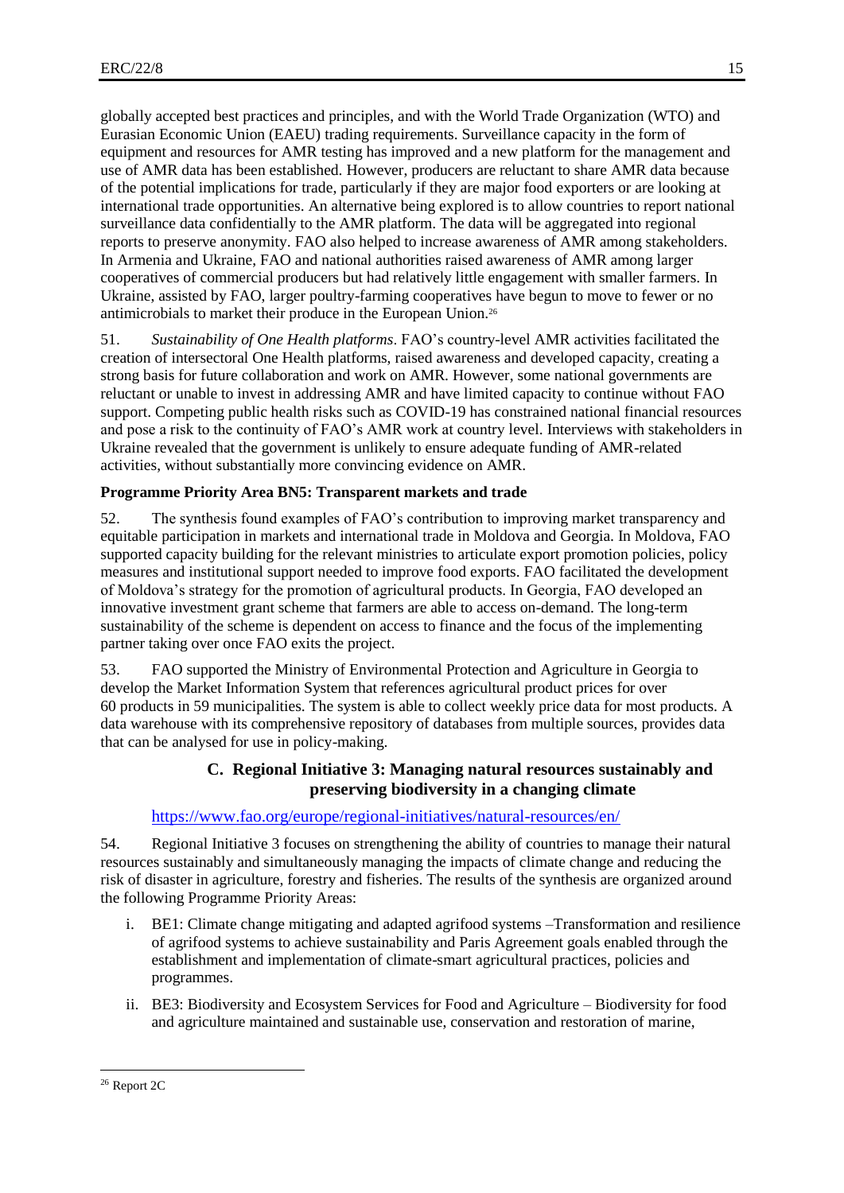globally accepted best practices and principles, and with the World Trade Organization (WTO) and Eurasian Economic Union (EAEU) trading requirements. Surveillance capacity in the form of equipment and resources for AMR testing has improved and a new platform for the management and use of AMR data has been established. However, producers are reluctant to share AMR data because of the potential implications for trade, particularly if they are major food exporters or are looking at international trade opportunities. An alternative being explored is to allow countries to report national surveillance data confidentially to the AMR platform. The data will be aggregated into regional reports to preserve anonymity. FAO also helped to increase awareness of AMR among stakeholders. In Armenia and Ukraine, FAO and national authorities raised awareness of AMR among larger cooperatives of commercial producers but had relatively little engagement with smaller farmers. In Ukraine, assisted by FAO, larger poultry-farming cooperatives have begun to move to fewer or no antimicrobials to market their produce in the European Union.[26]

51. *Sustainability of One Health platforms*. FAO's country-level AMR activities facilitated the creation of intersectoral One Health platforms, raised awareness and developed capacity, creating a strong basis for future collaboration and work on AMR. However, some national governments are reluctant or unable to invest in addressing AMR and have limited capacity to continue without FAO support. Competing public health risks such as COVID-19 has constrained national financial resources and pose a risk to the continuity of FAO's AMR work at country level. Interviews with stakeholders in Ukraine revealed that the government is unlikely to ensure adequate funding of AMR-related activities, without substantially more convincing evidence on AMR.

**Programme Priority Area BN5: Transparent markets and trade**

52. The synthesis found examples of FAO's contribution to improving market transparency and equitable participation in markets and international trade in Moldova and Georgia. In Moldova, FAO supported capacity building for the relevant ministries to articulate export promotion policies, policy measures and institutional support needed to improve food exports. FAO facilitated the development of Moldova's strategy for the promotion of agricultural products. In Georgia, FAO developed an innovative investment grant scheme that farmers are able to access on-demand. The long-term sustainability of the scheme is dependent on access to finance and the focus of the implementing partner taking over once FAO exits the project.

53. FAO supported the Ministry of Environmental Protection and Agriculture in Georgia to develop the Market Information System that references agricultural product prices for over 60 products in 59 municipalities. The system is able to collect weekly price data for most products. A data warehouse with its comprehensive repository of databases from multiple sources, provides data that can be analysed for use in policy-making.

### C. Regional Initiative 3: Managing natural resources sustainably and preserving biodiversity in a changing climate

https://www.fao.org/europe/regional-initiatives/natural-resources/en/

54. Regional Initiative 3 focuses on strengthening the ability of countries to manage their natural resources sustainably and simultaneously managing the impacts of climate change and reducing the risk of disaster in agriculture, forestry and fisheries. The results of the synthesis are organized around the following Programme Priority Areas:

i. BE1: Climate change mitigating and adapted agrifood systems –Transformation and resilience of agrifood systems to achieve sustainability and Paris Agreement goals enabled through the establishment and implementation of climate-smart agricultural practices, policies and programmes.

ii. BE3: Biodiversity and Ecosystem Services for Food and Agriculture – Biodiversity for food and agriculture maintained and sustainable use, conservation and restoration of marine,

[26] Report 2C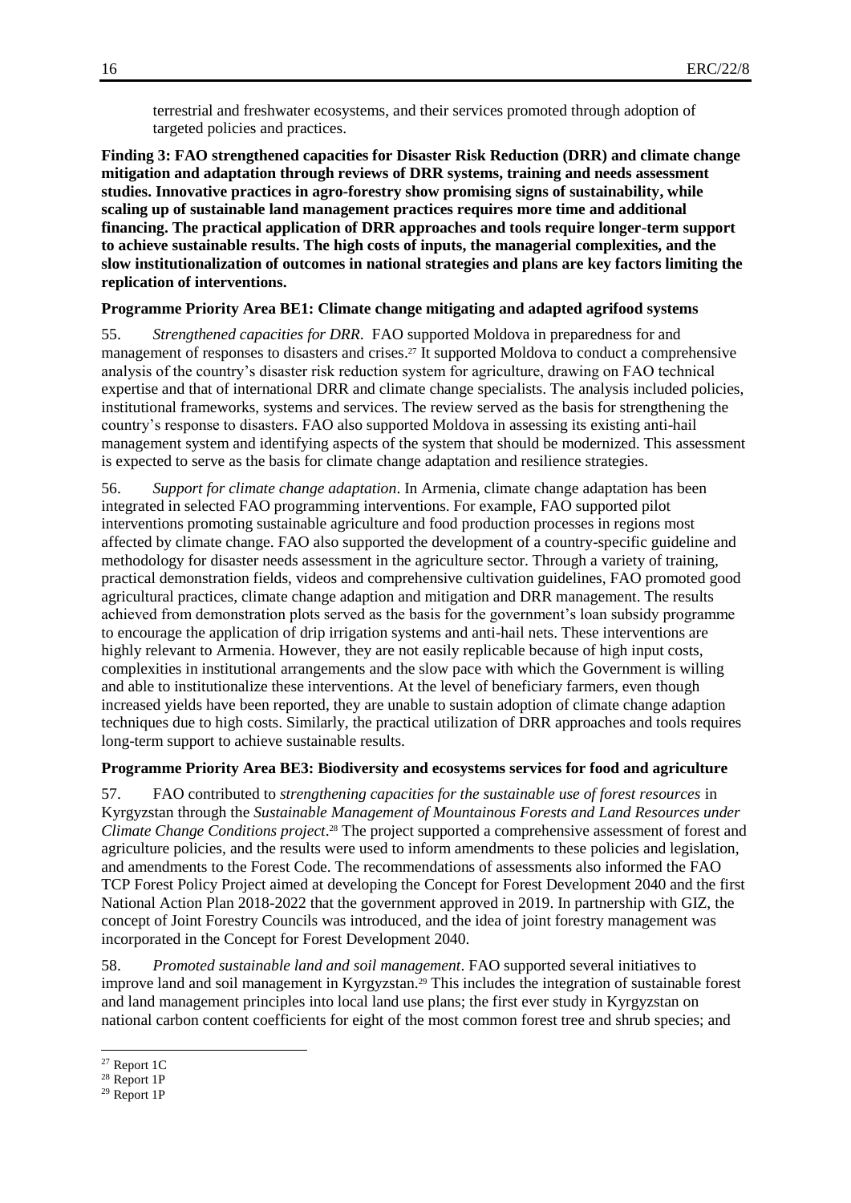terrestrial and freshwater ecosystems, and their services promoted through adoption of targeted policies and practices.

**Finding 3: FAO strengthened capacities for Disaster Risk Reduction (DRR) and climate change mitigation and adaptation through reviews of DRR systems, training and needs assessment studies. Innovative practices in agro-forestry show promising signs of sustainability, while scaling up of sustainable land management practices requires more time and additional financing. The practical application of DRR approaches and tools require longer-term support to achieve sustainable results. The high costs of inputs, the managerial complexities, and the slow institutionalization of outcomes in national strategies and plans are key factors limiting the replication of interventions.**

**Programme Priority Area BE1: Climate change mitigating and adapted agrifood systems**

55. *Strengthened capacities for DRR*. FAO supported Moldova in preparedness for and management of responses to disasters and crises.[27] It supported Moldova to conduct a comprehensive analysis of the country's disaster risk reduction system for agriculture, drawing on FAO technical expertise and that of international DRR and climate change specialists. The analysis included policies, institutional frameworks, systems and services. The review served as the basis for strengthening the country's response to disasters. FAO also supported Moldova in assessing its existing anti-hail management system and identifying aspects of the system that should be modernized. This assessment is expected to serve as the basis for climate change adaptation and resilience strategies.

56. *Support for climate change adaptation*. In Armenia, climate change adaptation has been integrated in selected FAO programming interventions. For example, FAO supported pilot interventions promoting sustainable agriculture and food production processes in regions most affected by climate change. FAO also supported the development of a country-specific guideline and methodology for disaster needs assessment in the agriculture sector. Through a variety of training, practical demonstration fields, videos and comprehensive cultivation guidelines, FAO promoted good agricultural practices, climate change adaption and mitigation and DRR management. The results achieved from demonstration plots served as the basis for the government's loan subsidy programme to encourage the application of drip irrigation systems and anti-hail nets. These interventions are highly relevant to Armenia. However, they are not easily replicable because of high input costs, complexities in institutional arrangements and the slow pace with which the Government is willing and able to institutionalize these interventions. At the level of beneficiary farmers, even though increased yields have been reported, they are unable to sustain adoption of climate change adaption techniques due to high costs. Similarly, the practical utilization of DRR approaches and tools requires long-term support to achieve sustainable results.

**Programme Priority Area BE3: Biodiversity and ecosystems services for food and agriculture**

57. FAO contributed to *strengthening capacities for the sustainable use of forest resources* in Kyrgyzstan through the *Sustainable Management of Mountainous Forests and Land Resources under Climate Change Conditions project*.[28] The project supported a comprehensive assessment of forest and agriculture policies, and the results were used to inform amendments to these policies and legislation, and amendments to the Forest Code. The recommendations of assessments also informed the FAO TCP Forest Policy Project aimed at developing the Concept for Forest Development 2040 and the first National Action Plan 2018-2022 that the government approved in 2019. In partnership with GIZ, the concept of Joint Forestry Councils was introduced, and the idea of joint forestry management was incorporated in the Concept for Forest Development 2040.

58. *Promoted sustainable land and soil management*. FAO supported several initiatives to improve land and soil management in Kyrgyzstan.[29] This includes the integration of sustainable forest and land management principles into local land use plans; the first ever study in Kyrgyzstan on national carbon content coefficients for eight of the most common forest tree and shrub species; and

[27] Report 1C
[28] Report 1P
[29] Report 1P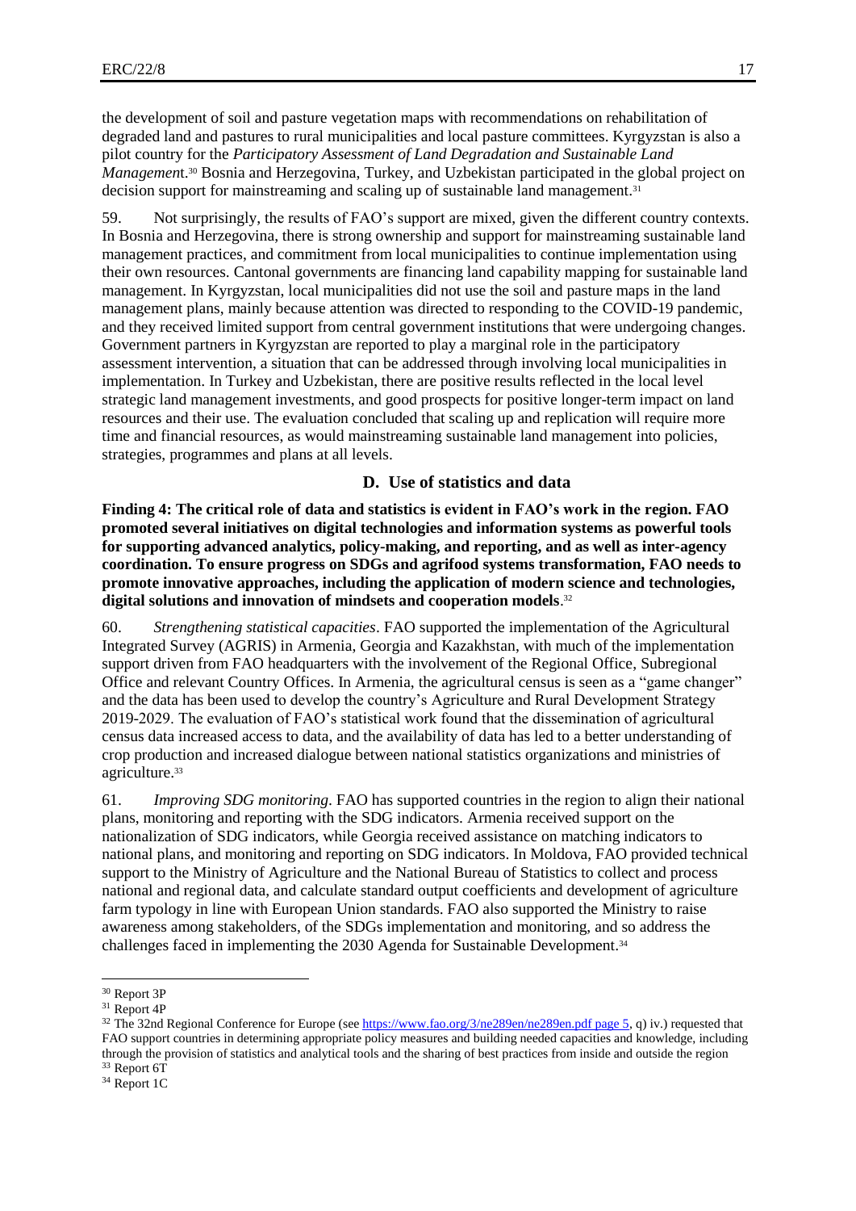the development of soil and pasture vegetation maps with recommendations on rehabilitation of degraded land and pastures to rural municipalities and local pasture committees. Kyrgyzstan is also a pilot country for the *Participatory Assessment of Land Degradation and Sustainable Land Management*.[30] Bosnia and Herzegovina, Turkey, and Uzbekistan participated in the global project on decision support for mainstreaming and scaling up of sustainable land management.[31]

59. Not surprisingly, the results of FAO's support are mixed, given the different country contexts. In Bosnia and Herzegovina, there is strong ownership and support for mainstreaming sustainable land management practices, and commitment from local municipalities to continue implementation using their own resources. Cantonal governments are financing land capability mapping for sustainable land management. In Kyrgyzstan, local municipalities did not use the soil and pasture maps in the land management plans, mainly because attention was directed to responding to the COVID-19 pandemic, and they received limited support from central government institutions that were undergoing changes. Government partners in Kyrgyzstan are reported to play a marginal role in the participatory assessment intervention, a situation that can be addressed through involving local municipalities in implementation. In Turkey and Uzbekistan, there are positive results reflected in the local level strategic land management investments, and good prospects for positive longer-term impact on land resources and their use. The evaluation concluded that scaling up and replication will require more time and financial resources, as would mainstreaming sustainable land management into policies, strategies, programmes and plans at all levels.

## D. Use of statistics and data

**Finding 4: The critical role of data and statistics is evident in FAO's work in the region. FAO promoted several initiatives on digital technologies and information systems as powerful tools for supporting advanced analytics, policy-making, and reporting, and as well as inter-agency coordination. To ensure progress on SDGs and agrifood systems transformation, FAO needs to promote innovative approaches, including the application of modern science and technologies, digital solutions and innovation of mindsets and cooperation models**.[32]

60. *Strengthening statistical capacities*. FAO supported the implementation of the Agricultural Integrated Survey (AGRIS) in Armenia, Georgia and Kazakhstan, with much of the implementation support driven from FAO headquarters with the involvement of the Regional Office, Subregional Office and relevant Country Offices. In Armenia, the agricultural census is seen as a "game changer" and the data has been used to develop the country's Agriculture and Rural Development Strategy 2019-2029. The evaluation of FAO's statistical work found that the dissemination of agricultural census data increased access to data, and the availability of data has led to a better understanding of crop production and increased dialogue between national statistics organizations and ministries of agriculture.[33]

61. *Improving SDG monitoring*. FAO has supported countries in the region to align their national plans, monitoring and reporting with the SDG indicators. Armenia received support on the nationalization of SDG indicators, while Georgia received assistance on matching indicators to national plans, and monitoring and reporting on SDG indicators. In Moldova, FAO provided technical support to the Ministry of Agriculture and the National Bureau of Statistics to collect and process national and regional data, and calculate standard output coefficients and development of agriculture farm typology in line with European Union standards. FAO also supported the Ministry to raise awareness among stakeholders, of the SDGs implementation and monitoring, and so address the challenges faced in implementing the 2030 Agenda for Sustainable Development.[34]

---

[30] Report 3P

[31] Report 4P

[32] The 32nd Regional Conference for Europe (see https://www.fao.org/3/ne289en/ne289en.pdf page 5, q) iv.) requested that FAO support countries in determining appropriate policy measures and building needed capacities and knowledge, including through the provision of statistics and analytical tools and the sharing of best practices from inside and outside the region

[33] Report 6T

[34] Report 1C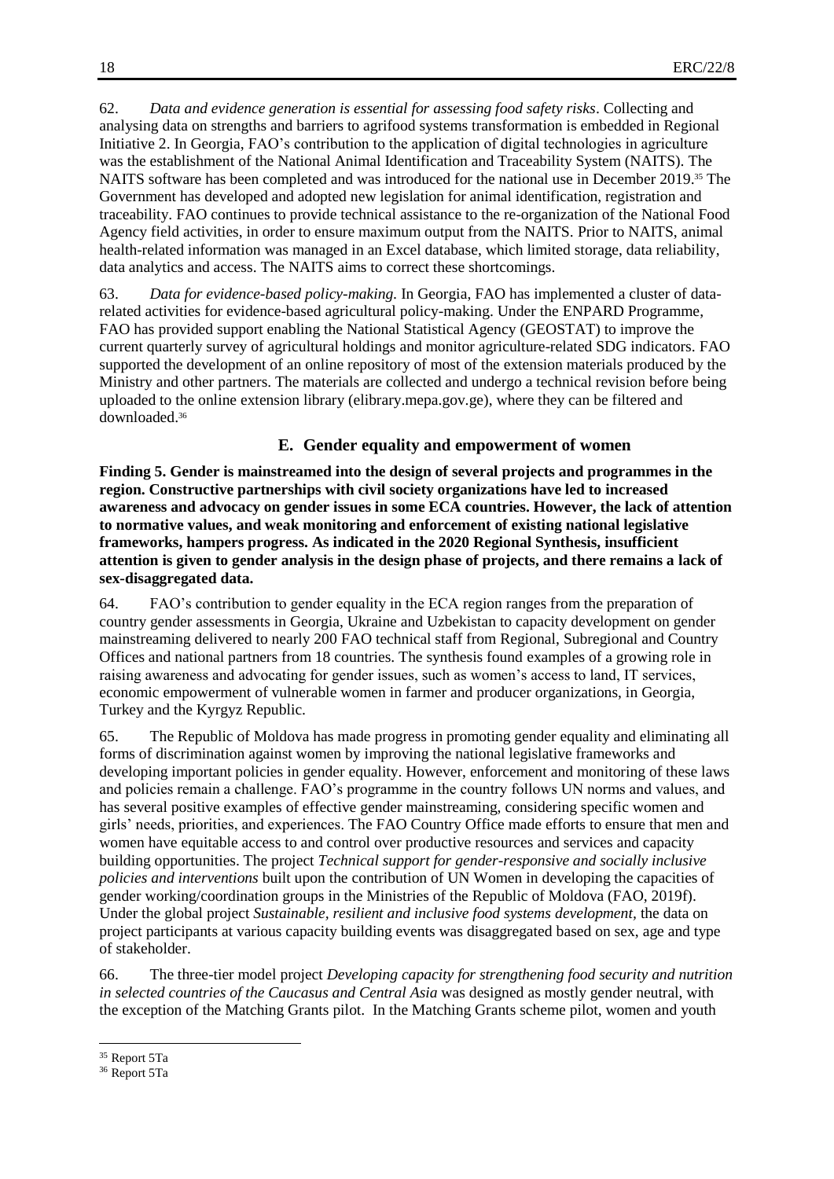62. *Data and evidence generation is essential for assessing food safety risks*. Collecting and analysing data on strengths and barriers to agrifood systems transformation is embedded in Regional Initiative 2. In Georgia, FAO's contribution to the application of digital technologies in agriculture was the establishment of the National Animal Identification and Traceability System (NAITS). The NAITS software has been completed and was introduced for the national use in December 2019.[35] The Government has developed and adopted new legislation for animal identification, registration and traceability. FAO continues to provide technical assistance to the re-organization of the National Food Agency field activities, in order to ensure maximum output from the NAITS. Prior to NAITS, animal health-related information was managed in an Excel database, which limited storage, data reliability, data analytics and access. The NAITS aims to correct these shortcomings.

63. *Data for evidence-based policy-making.* In Georgia, FAO has implemented a cluster of data-related activities for evidence-based agricultural policy-making. Under the ENPARD Programme, FAO has provided support enabling the National Statistical Agency (GEOSTAT) to improve the current quarterly survey of agricultural holdings and monitor agriculture-related SDG indicators. FAO supported the development of an online repository of most of the extension materials produced by the Ministry and other partners. The materials are collected and undergo a technical revision before being uploaded to the online extension library (elibrary.mepa.gov.ge), where they can be filtered and downloaded.[36]

## E. Gender equality and empowerment of women

**Finding 5. Gender is mainstreamed into the design of several projects and programmes in the region. Constructive partnerships with civil society organizations have led to increased awareness and advocacy on gender issues in some ECA countries. However, the lack of attention to normative values, and weak monitoring and enforcement of existing national legislative frameworks, hampers progress. As indicated in the 2020 Regional Synthesis, insufficient attention is given to gender analysis in the design phase of projects, and there remains a lack of sex-disaggregated data.**

64. FAO's contribution to gender equality in the ECA region ranges from the preparation of country gender assessments in Georgia, Ukraine and Uzbekistan to capacity development on gender mainstreaming delivered to nearly 200 FAO technical staff from Regional, Subregional and Country Offices and national partners from 18 countries. The synthesis found examples of a growing role in raising awareness and advocating for gender issues, such as women's access to land, IT services, economic empowerment of vulnerable women in farmer and producer organizations, in Georgia, Turkey and the Kyrgyz Republic.

65. The Republic of Moldova has made progress in promoting gender equality and eliminating all forms of discrimination against women by improving the national legislative frameworks and developing important policies in gender equality. However, enforcement and monitoring of these laws and policies remain a challenge. FAO's programme in the country follows UN norms and values, and has several positive examples of effective gender mainstreaming, considering specific women and girls' needs, priorities, and experiences. The FAO Country Office made efforts to ensure that men and women have equitable access to and control over productive resources and services and capacity building opportunities. The project *Technical support for gender-responsive and socially inclusive policies and interventions* built upon the contribution of UN Women in developing the capacities of gender working/coordination groups in the Ministries of the Republic of Moldova (FAO, 2019f). Under the global project *Sustainable, resilient and inclusive food systems development,* the data on project participants at various capacity building events was disaggregated based on sex, age and type of stakeholder.

66. The three-tier model project *Developing capacity for strengthening food security and nutrition in selected countries of the Caucasus and Central Asia* was designed as mostly gender neutral, with the exception of the Matching Grants pilot. In the Matching Grants scheme pilot, women and youth

[35] Report 5Ta

[36] Report 5Ta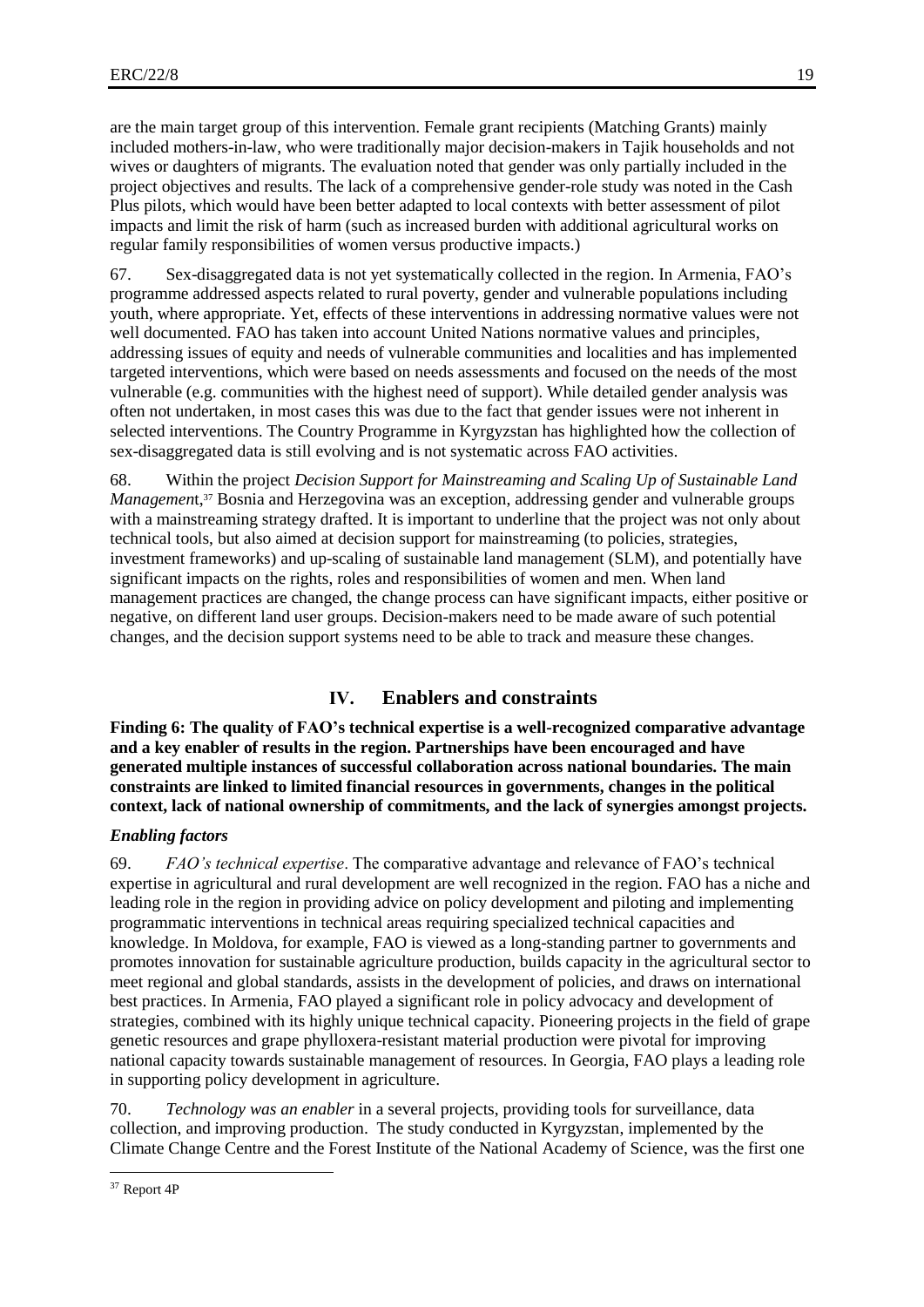are the main target group of this intervention. Female grant recipients (Matching Grants) mainly included mothers-in-law, who were traditionally major decision-makers in Tajik households and not wives or daughters of migrants. The evaluation noted that gender was only partially included in the project objectives and results. The lack of a comprehensive gender-role study was noted in the Cash Plus pilots, which would have been better adapted to local contexts with better assessment of pilot impacts and limit the risk of harm (such as increased burden with additional agricultural works on regular family responsibilities of women versus productive impacts.)

67. Sex-disaggregated data is not yet systematically collected in the region. In Armenia, FAO's programme addressed aspects related to rural poverty, gender and vulnerable populations including youth, where appropriate. Yet, effects of these interventions in addressing normative values were not well documented. FAO has taken into account United Nations normative values and principles, addressing issues of equity and needs of vulnerable communities and localities and has implemented targeted interventions, which were based on needs assessments and focused on the needs of the most vulnerable (e.g. communities with the highest need of support). While detailed gender analysis was often not undertaken, in most cases this was due to the fact that gender issues were not inherent in selected interventions. The Country Programme in Kyrgyzstan has highlighted how the collection of sex-disaggregated data is still evolving and is not systematic across FAO activities.

68. Within the project *Decision Support for Mainstreaming and Scaling Up of Sustainable Land Managemen*t,[37] Bosnia and Herzegovina was an exception, addressing gender and vulnerable groups with a mainstreaming strategy drafted. It is important to underline that the project was not only about technical tools, but also aimed at decision support for mainstreaming (to policies, strategies, investment frameworks) and up-scaling of sustainable land management (SLM), and potentially have significant impacts on the rights, roles and responsibilities of women and men. When land management practices are changed, the change process can have significant impacts, either positive or negative, on different land user groups. Decision-makers need to be made aware of such potential changes, and the decision support systems need to be able to track and measure these changes.

## IV. Enablers and constraints

**Finding 6: The quality of FAO's technical expertise is a well-recognized comparative advantage and a key enabler of results in the region. Partnerships have been encouraged and have generated multiple instances of successful collaboration across national boundaries. The main constraints are linked to limited financial resources in governments, changes in the political context, lack of national ownership of commitments, and the lack of synergies amongst projects.**

### *Enabling factors*

69. *FAO's technical expertise*. The comparative advantage and relevance of FAO's technical expertise in agricultural and rural development are well recognized in the region. FAO has a niche and leading role in the region in providing advice on policy development and piloting and implementing programmatic interventions in technical areas requiring specialized technical capacities and knowledge. In Moldova, for example, FAO is viewed as a long-standing partner to governments and promotes innovation for sustainable agriculture production, builds capacity in the agricultural sector to meet regional and global standards, assists in the development of policies, and draws on international best practices. In Armenia, FAO played a significant role in policy advocacy and development of strategies, combined with its highly unique technical capacity. Pioneering projects in the field of grape genetic resources and grape phylloxera-resistant material production were pivotal for improving national capacity towards sustainable management of resources. In Georgia, FAO plays a leading role in supporting policy development in agriculture.

70. *Technology was an enabler* in a several projects, providing tools for surveillance, data collection, and improving production. The study conducted in Kyrgyzstan, implemented by the Climate Change Centre and the Forest Institute of the National Academy of Science, was the first one

[37] Report 4P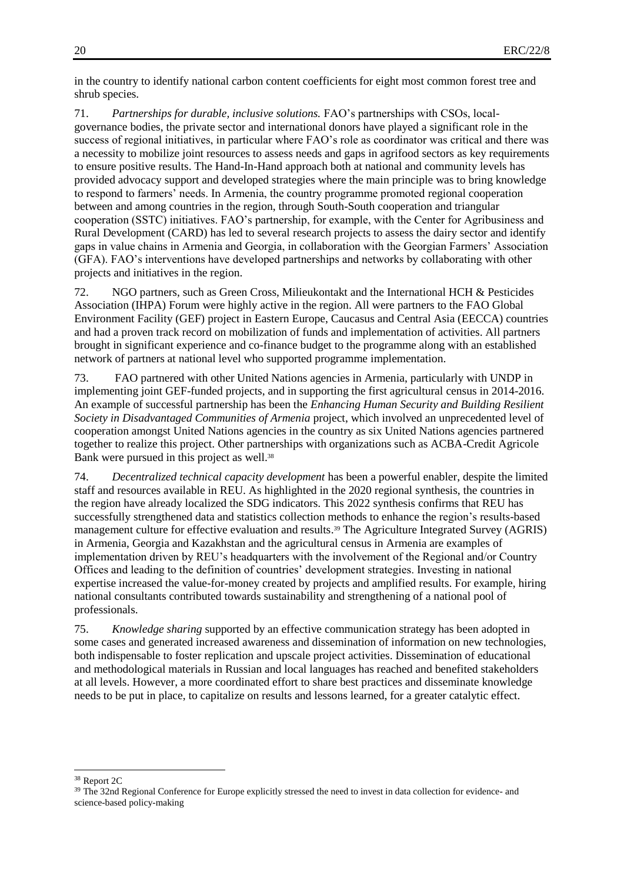in the country to identify national carbon content coefficients for eight most common forest tree and shrub species.

71. *Partnerships for durable, inclusive solutions.* FAO's partnerships with CSOs, local-governance bodies, the private sector and international donors have played a significant role in the success of regional initiatives, in particular where FAO's role as coordinator was critical and there was a necessity to mobilize joint resources to assess needs and gaps in agrifood sectors as key requirements to ensure positive results. The Hand-In-Hand approach both at national and community levels has provided advocacy support and developed strategies where the main principle was to bring knowledge to respond to farmers' needs. In Armenia, the country programme promoted regional cooperation between and among countries in the region, through South-South cooperation and triangular cooperation (SSTC) initiatives. FAO's partnership, for example, with the Center for Agribusiness and Rural Development (CARD) has led to several research projects to assess the dairy sector and identify gaps in value chains in Armenia and Georgia, in collaboration with the Georgian Farmers' Association (GFA). FAO's interventions have developed partnerships and networks by collaborating with other projects and initiatives in the region.

72. NGO partners, such as Green Cross, Milieukontakt and the International HCH & Pesticides Association (IHPA) Forum were highly active in the region. All were partners to the FAO Global Environment Facility (GEF) project in Eastern Europe, Caucasus and Central Asia (EECCA) countries and had a proven track record on mobilization of funds and implementation of activities. All partners brought in significant experience and co-finance budget to the programme along with an established network of partners at national level who supported programme implementation.

73. FAO partnered with other United Nations agencies in Armenia, particularly with UNDP in implementing joint GEF-funded projects, and in supporting the first agricultural census in 2014-2016. An example of successful partnership has been the *Enhancing Human Security and Building Resilient Society in Disadvantaged Communities of Armenia* project, which involved an unprecedented level of cooperation amongst United Nations agencies in the country as six United Nations agencies partnered together to realize this project. Other partnerships with organizations such as ACBA-Credit Agricole Bank were pursued in this project as well.[38]

74. *Decentralized technical capacity development* has been a powerful enabler, despite the limited staff and resources available in REU. As highlighted in the 2020 regional synthesis, the countries in the region have already localized the SDG indicators. This 2022 synthesis confirms that REU has successfully strengthened data and statistics collection methods to enhance the region's results-based management culture for effective evaluation and results.[39] The Agriculture Integrated Survey (AGRIS) in Armenia, Georgia and Kazakhstan and the agricultural census in Armenia are examples of implementation driven by REU's headquarters with the involvement of the Regional and/or Country Offices and leading to the definition of countries' development strategies. Investing in national expertise increased the value-for-money created by projects and amplified results. For example, hiring national consultants contributed towards sustainability and strengthening of a national pool of professionals.

75. *Knowledge sharing* supported by an effective communication strategy has been adopted in some cases and generated increased awareness and dissemination of information on new technologies, both indispensable to foster replication and upscale project activities. Dissemination of educational and methodological materials in Russian and local languages has reached and benefited stakeholders at all levels. However, a more coordinated effort to share best practices and disseminate knowledge needs to be put in place, to capitalize on results and lessons learned, for a greater catalytic effect.

---

[38] Report 2C

[39] The 32nd Regional Conference for Europe explicitly stressed the need to invest in data collection for evidence- and science-based policy-making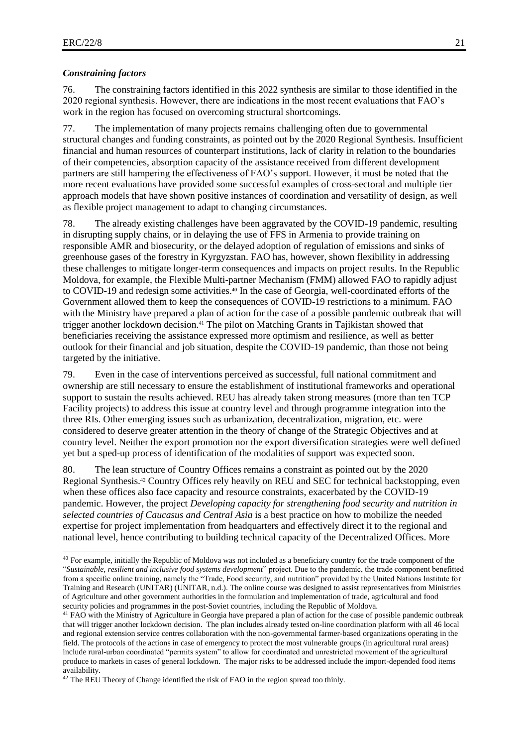### *Constraining factors*

76. The constraining factors identified in this 2022 synthesis are similar to those identified in the 2020 regional synthesis. However, there are indications in the most recent evaluations that FAO's work in the region has focused on overcoming structural shortcomings.

77. The implementation of many projects remains challenging often due to governmental structural changes and funding constraints, as pointed out by the 2020 Regional Synthesis. Insufficient financial and human resources of counterpart institutions, lack of clarity in relation to the boundaries of their competencies, absorption capacity of the assistance received from different development partners are still hampering the effectiveness of FAO's support. However, it must be noted that the more recent evaluations have provided some successful examples of cross-sectoral and multiple tier approach models that have shown positive instances of coordination and versatility of design, as well as flexible project management to adapt to changing circumstances.

78. The already existing challenges have been aggravated by the COVID-19 pandemic, resulting in disrupting supply chains, or in delaying the use of FFS in Armenia to provide training on responsible AMR and biosecurity, or the delayed adoption of regulation of emissions and sinks of greenhouse gases of the forestry in Kyrgyzstan. FAO has, however, shown flexibility in addressing these challenges to mitigate longer-term consequences and impacts on project results. In the Republic Moldova, for example, the Flexible Multi-partner Mechanism (FMM) allowed FAO to rapidly adjust to COVID-19 and redesign some activities.[40] In the case of Georgia, well-coordinated efforts of the Government allowed them to keep the consequences of COVID-19 restrictions to a minimum. FAO with the Ministry have prepared a plan of action for the case of a possible pandemic outbreak that will trigger another lockdown decision.[41] The pilot on Matching Grants in Tajikistan showed that beneficiaries receiving the assistance expressed more optimism and resilience, as well as better outlook for their financial and job situation, despite the COVID-19 pandemic, than those not being targeted by the initiative.

79. Even in the case of interventions perceived as successful, full national commitment and ownership are still necessary to ensure the establishment of institutional frameworks and operational support to sustain the results achieved. REU has already taken strong measures (more than ten TCP Facility projects) to address this issue at country level and through programme integration into the three RIs. Other emerging issues such as urbanization, decentralization, migration, etc. were considered to deserve greater attention in the theory of change of the Strategic Objectives and at country level. Neither the export promotion nor the export diversification strategies were well defined yet but a sped-up process of identification of the modalities of support was expected soon.

80. The lean structure of Country Offices remains a constraint as pointed out by the 2020 Regional Synthesis.[42] Country Offices rely heavily on REU and SEC for technical backstopping, even when these offices also face capacity and resource constraints, exacerbated by the COVID-19 pandemic. However, the project *Developing capacity for strengthening food security and nutrition in selected countries of Caucasus and Central Asia* is a best practice on how to mobilize the needed expertise for project implementation from headquarters and effectively direct it to the regional and national level, hence contributing to building technical capacity of the Decentralized Offices. More

---

[40] For example, initially the Republic of Moldova was not included as a beneficiary country for the trade component of the "*Sustainable, resilient and inclusive food systems development*" project. Due to the pandemic, the trade component benefitted from a specific online training, namely the "Trade, Food security, and nutrition" provided by the United Nations Institute for Training and Research (UNITAR) (UNITAR, n.d.). The online course was designed to assist representatives from Ministries of Agriculture and other government authorities in the formulation and implementation of trade, agricultural and food security policies and programmes in the post-Soviet countries, including the Republic of Moldova.

[41] FAO with the Ministry of Agriculture in Georgia have prepared a plan of action for the case of possible pandemic outbreak that will trigger another lockdown decision. The plan includes already tested on-line coordination platform with all 46 local and regional extension service centres collaboration with the non-governmental farmer-based organizations operating in the field. The protocols of the actions in case of emergency to protect the most vulnerable groups (in agricultural rural areas) include rural-urban coordinated "permits system" to allow for coordinated and unrestricted movement of the agricultural produce to markets in cases of general lockdown. The major risks to be addressed include the import-depended food items availability.

[42] The REU Theory of Change identified the risk of FAO in the region spread too thinly.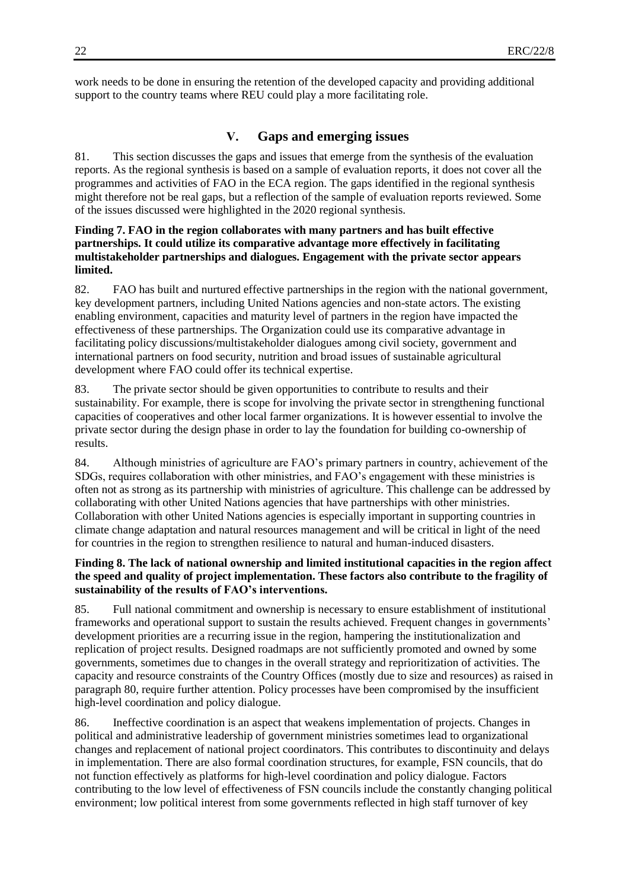work needs to be done in ensuring the retention of the developed capacity and providing additional support to the country teams where REU could play a more facilitating role.

## V. Gaps and emerging issues

81. This section discusses the gaps and issues that emerge from the synthesis of the evaluation reports. As the regional synthesis is based on a sample of evaluation reports, it does not cover all the programmes and activities of FAO in the ECA region. The gaps identified in the regional synthesis might therefore not be real gaps, but a reflection of the sample of evaluation reports reviewed. Some of the issues discussed were highlighted in the 2020 regional synthesis.

**Finding 7. FAO in the region collaborates with many partners and has built effective partnerships. It could utilize its comparative advantage more effectively in facilitating multistakeholder partnerships and dialogues. Engagement with the private sector appears limited.**

82. FAO has built and nurtured effective partnerships in the region with the national government, key development partners, including United Nations agencies and non-state actors. The existing enabling environment, capacities and maturity level of partners in the region have impacted the effectiveness of these partnerships. The Organization could use its comparative advantage in facilitating policy discussions/multistakeholder dialogues among civil society, government and international partners on food security, nutrition and broad issues of sustainable agricultural development where FAO could offer its technical expertise.

83. The private sector should be given opportunities to contribute to results and their sustainability. For example, there is scope for involving the private sector in strengthening functional capacities of cooperatives and other local farmer organizations. It is however essential to involve the private sector during the design phase in order to lay the foundation for building co-ownership of results.

84. Although ministries of agriculture are FAO's primary partners in country, achievement of the SDGs, requires collaboration with other ministries, and FAO's engagement with these ministries is often not as strong as its partnership with ministries of agriculture. This challenge can be addressed by collaborating with other United Nations agencies that have partnerships with other ministries. Collaboration with other United Nations agencies is especially important in supporting countries in climate change adaptation and natural resources management and will be critical in light of the need for countries in the region to strengthen resilience to natural and human-induced disasters.

**Finding 8. The lack of national ownership and limited institutional capacities in the region affect the speed and quality of project implementation. These factors also contribute to the fragility of sustainability of the results of FAO's interventions.**

85. Full national commitment and ownership is necessary to ensure establishment of institutional frameworks and operational support to sustain the results achieved. Frequent changes in governments' development priorities are a recurring issue in the region, hampering the institutionalization and replication of project results. Designed roadmaps are not sufficiently promoted and owned by some governments, sometimes due to changes in the overall strategy and reprioritization of activities. The capacity and resource constraints of the Country Offices (mostly due to size and resources) as raised in paragraph 80, require further attention. Policy processes have been compromised by the insufficient high-level coordination and policy dialogue.

86. Ineffective coordination is an aspect that weakens implementation of projects. Changes in political and administrative leadership of government ministries sometimes lead to organizational changes and replacement of national project coordinators. This contributes to discontinuity and delays in implementation. There are also formal coordination structures, for example, FSN councils, that do not function effectively as platforms for high-level coordination and policy dialogue. Factors contributing to the low level of effectiveness of FSN councils include the constantly changing political environment; low political interest from some governments reflected in high staff turnover of key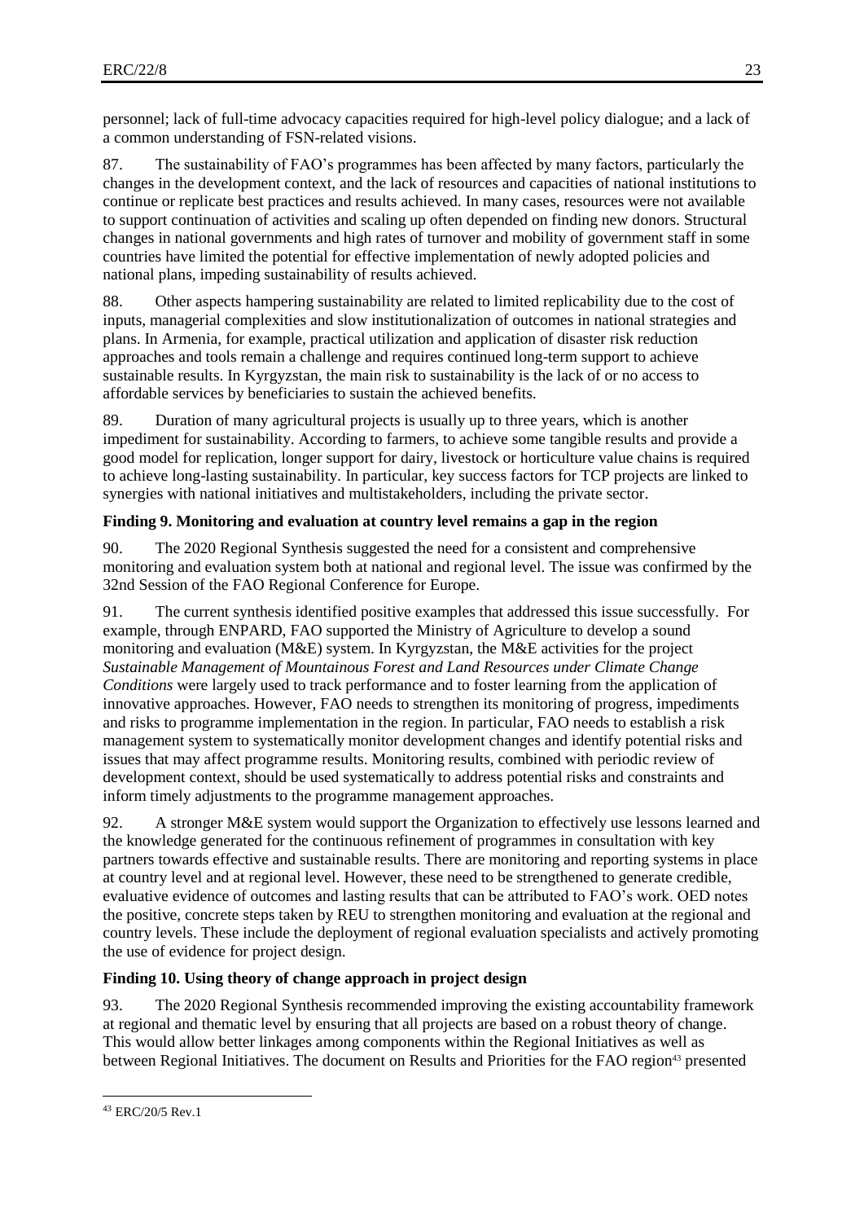personnel; lack of full-time advocacy capacities required for high-level policy dialogue; and a lack of a common understanding of FSN-related visions.

87. The sustainability of FAO's programmes has been affected by many factors, particularly the changes in the development context, and the lack of resources and capacities of national institutions to continue or replicate best practices and results achieved. In many cases, resources were not available to support continuation of activities and scaling up often depended on finding new donors. Structural changes in national governments and high rates of turnover and mobility of government staff in some countries have limited the potential for effective implementation of newly adopted policies and national plans, impeding sustainability of results achieved.

88. Other aspects hampering sustainability are related to limited replicability due to the cost of inputs, managerial complexities and slow institutionalization of outcomes in national strategies and plans. In Armenia, for example, practical utilization and application of disaster risk reduction approaches and tools remain a challenge and requires continued long-term support to achieve sustainable results. In Kyrgyzstan, the main risk to sustainability is the lack of or no access to affordable services by beneficiaries to sustain the achieved benefits.

89. Duration of many agricultural projects is usually up to three years, which is another impediment for sustainability. According to farmers, to achieve some tangible results and provide a good model for replication, longer support for dairy, livestock or horticulture value chains is required to achieve long-lasting sustainability. In particular, key success factors for TCP projects are linked to synergies with national initiatives and multistakeholders, including the private sector.

**Finding 9. Monitoring and evaluation at country level remains a gap in the region**

90. The 2020 Regional Synthesis suggested the need for a consistent and comprehensive monitoring and evaluation system both at national and regional level. The issue was confirmed by the 32nd Session of the FAO Regional Conference for Europe.

91. The current synthesis identified positive examples that addressed this issue successfully. For example, through ENPARD, FAO supported the Ministry of Agriculture to develop a sound monitoring and evaluation (M&E) system. In Kyrgyzstan, the M&E activities for the project *Sustainable Management of Mountainous Forest and Land Resources under Climate Change Conditions* were largely used to track performance and to foster learning from the application of innovative approaches. However, FAO needs to strengthen its monitoring of progress, impediments and risks to programme implementation in the region. In particular, FAO needs to establish a risk management system to systematically monitor development changes and identify potential risks and issues that may affect programme results. Monitoring results, combined with periodic review of development context, should be used systematically to address potential risks and constraints and inform timely adjustments to the programme management approaches.

92. A stronger M&E system would support the Organization to effectively use lessons learned and the knowledge generated for the continuous refinement of programmes in consultation with key partners towards effective and sustainable results. There are monitoring and reporting systems in place at country level and at regional level. However, these need to be strengthened to generate credible, evaluative evidence of outcomes and lasting results that can be attributed to FAO's work. OED notes the positive, concrete steps taken by REU to strengthen monitoring and evaluation at the regional and country levels. These include the deployment of regional evaluation specialists and actively promoting the use of evidence for project design.

**Finding 10. Using theory of change approach in project design**

93. The 2020 Regional Synthesis recommended improving the existing accountability framework at regional and thematic level by ensuring that all projects are based on a robust theory of change. This would allow better linkages among components within the Regional Initiatives as well as between Regional Initiatives. The document on Results and Priorities for the FAO region[43] presented

[43] ERC/20/5 Rev.1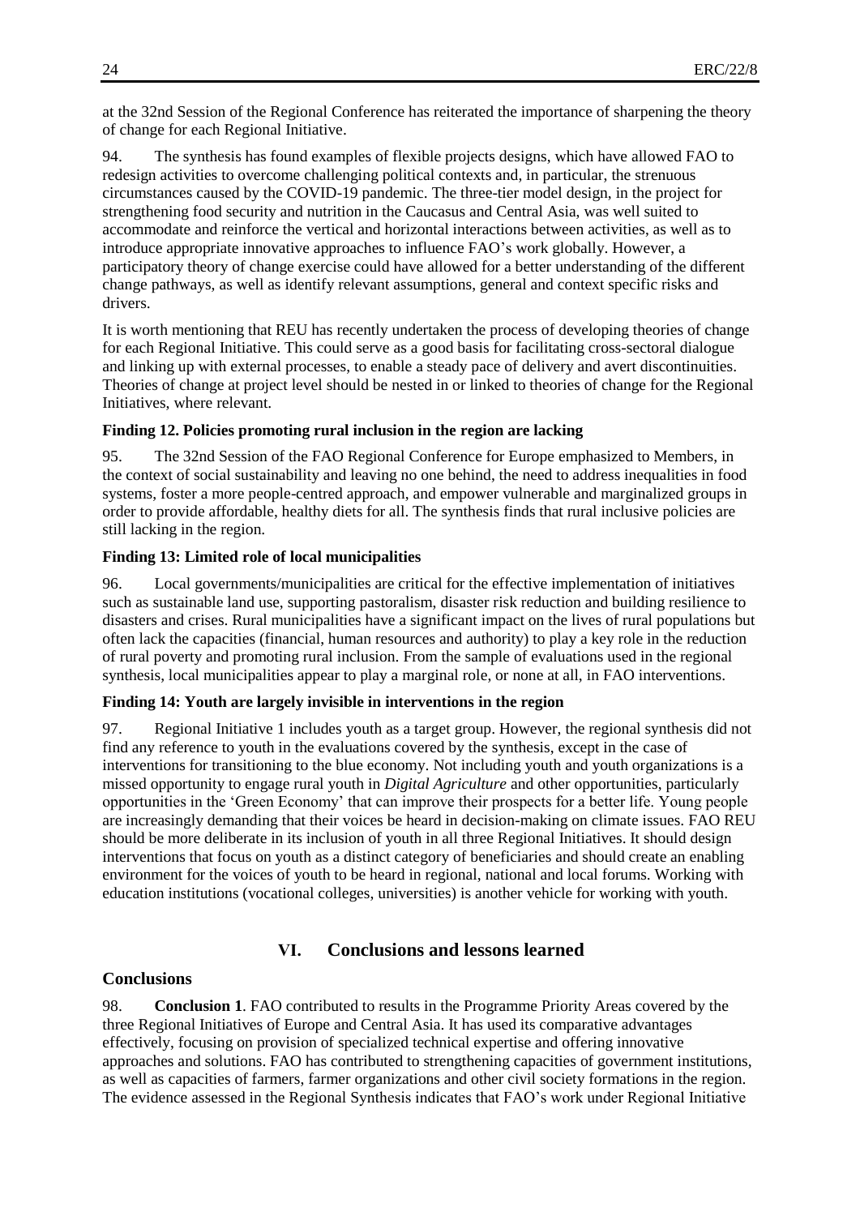at the 32nd Session of the Regional Conference has reiterated the importance of sharpening the theory of change for each Regional Initiative.

94. The synthesis has found examples of flexible projects designs, which have allowed FAO to redesign activities to overcome challenging political contexts and, in particular, the strenuous circumstances caused by the COVID-19 pandemic. The three-tier model design, in the project for strengthening food security and nutrition in the Caucasus and Central Asia, was well suited to accommodate and reinforce the vertical and horizontal interactions between activities, as well as to introduce appropriate innovative approaches to influence FAO's work globally. However, a participatory theory of change exercise could have allowed for a better understanding of the different change pathways, as well as identify relevant assumptions, general and context specific risks and drivers.

It is worth mentioning that REU has recently undertaken the process of developing theories of change for each Regional Initiative. This could serve as a good basis for facilitating cross-sectoral dialogue and linking up with external processes, to enable a steady pace of delivery and avert discontinuities. Theories of change at project level should be nested in or linked to theories of change for the Regional Initiatives, where relevant.

**Finding 12. Policies promoting rural inclusion in the region are lacking**

95. The 32nd Session of the FAO Regional Conference for Europe emphasized to Members, in the context of social sustainability and leaving no one behind, the need to address inequalities in food systems, foster a more people-centred approach, and empower vulnerable and marginalized groups in order to provide affordable, healthy diets for all. The synthesis finds that rural inclusive policies are still lacking in the region.

**Finding 13: Limited role of local municipalities**

96. Local governments/municipalities are critical for the effective implementation of initiatives such as sustainable land use, supporting pastoralism, disaster risk reduction and building resilience to disasters and crises. Rural municipalities have a significant impact on the lives of rural populations but often lack the capacities (financial, human resources and authority) to play a key role in the reduction of rural poverty and promoting rural inclusion. From the sample of evaluations used in the regional synthesis, local municipalities appear to play a marginal role, or none at all, in FAO interventions.

**Finding 14: Youth are largely invisible in interventions in the region**

97. Regional Initiative 1 includes youth as a target group. However, the regional synthesis did not find any reference to youth in the evaluations covered by the synthesis, except in the case of interventions for transitioning to the blue economy. Not including youth and youth organizations is a missed opportunity to engage rural youth in *Digital Agriculture* and other opportunities, particularly opportunities in the 'Green Economy' that can improve their prospects for a better life. Young people are increasingly demanding that their voices be heard in decision-making on climate issues. FAO REU should be more deliberate in its inclusion of youth in all three Regional Initiatives. It should design interventions that focus on youth as a distinct category of beneficiaries and should create an enabling environment for the voices of youth to be heard in regional, national and local forums. Working with education institutions (vocational colleges, universities) is another vehicle for working with youth.

## VI. Conclusions and lessons learned

### Conclusions

98. **Conclusion 1**. FAO contributed to results in the Programme Priority Areas covered by the three Regional Initiatives of Europe and Central Asia. It has used its comparative advantages effectively, focusing on provision of specialized technical expertise and offering innovative approaches and solutions. FAO has contributed to strengthening capacities of government institutions, as well as capacities of farmers, farmer organizations and other civil society formations in the region. The evidence assessed in the Regional Synthesis indicates that FAO's work under Regional Initiative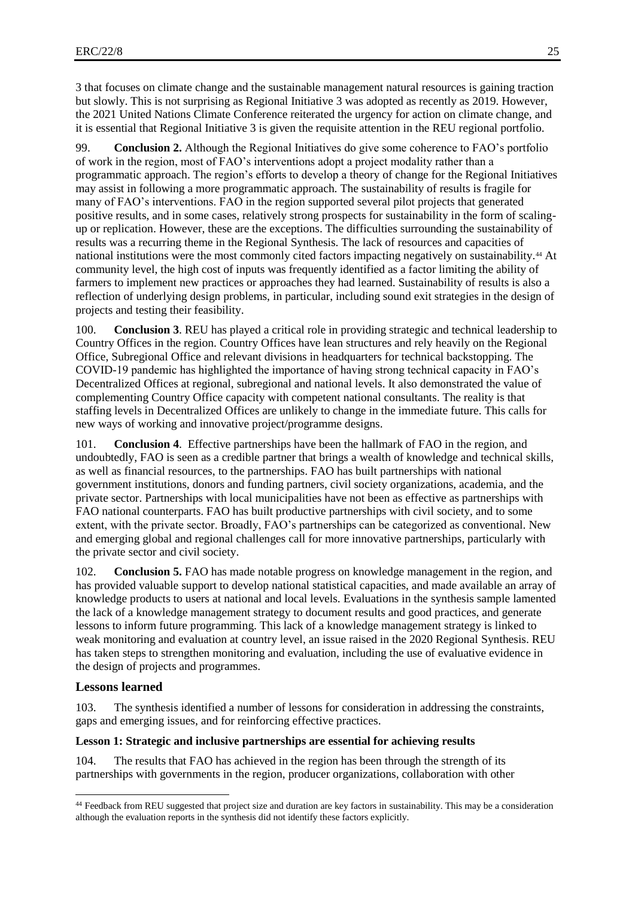3 that focuses on climate change and the sustainable management natural resources is gaining traction but slowly. This is not surprising as Regional Initiative 3 was adopted as recently as 2019. However, the 2021 United Nations Climate Conference reiterated the urgency for action on climate change, and it is essential that Regional Initiative 3 is given the requisite attention in the REU regional portfolio.

99. **Conclusion 2.** Although the Regional Initiatives do give some coherence to FAO's portfolio of work in the region, most of FAO's interventions adopt a project modality rather than a programmatic approach. The region's efforts to develop a theory of change for the Regional Initiatives may assist in following a more programmatic approach. The sustainability of results is fragile for many of FAO's interventions. FAO in the region supported several pilot projects that generated positive results, and in some cases, relatively strong prospects for sustainability in the form of scaling-up or replication. However, these are the exceptions. The difficulties surrounding the sustainability of results was a recurring theme in the Regional Synthesis. The lack of resources and capacities of national institutions were the most commonly cited factors impacting negatively on sustainability.[44] At community level, the high cost of inputs was frequently identified as a factor limiting the ability of farmers to implement new practices or approaches they had learned. Sustainability of results is also a reflection of underlying design problems, in particular, including sound exit strategies in the design of projects and testing their feasibility.

100. **Conclusion 3**. REU has played a critical role in providing strategic and technical leadership to Country Offices in the region. Country Offices have lean structures and rely heavily on the Regional Office, Subregional Office and relevant divisions in headquarters for technical backstopping. The COVID-19 pandemic has highlighted the importance of having strong technical capacity in FAO's Decentralized Offices at regional, subregional and national levels. It also demonstrated the value of complementing Country Office capacity with competent national consultants. The reality is that staffing levels in Decentralized Offices are unlikely to change in the immediate future. This calls for new ways of working and innovative project/programme designs.

101. **Conclusion 4**. Effective partnerships have been the hallmark of FAO in the region, and undoubtedly, FAO is seen as a credible partner that brings a wealth of knowledge and technical skills, as well as financial resources, to the partnerships. FAO has built partnerships with national government institutions, donors and funding partners, civil society organizations, academia, and the private sector. Partnerships with local municipalities have not been as effective as partnerships with FAO national counterparts. FAO has built productive partnerships with civil society, and to some extent, with the private sector. Broadly, FAO's partnerships can be categorized as conventional. New and emerging global and regional challenges call for more innovative partnerships, particularly with the private sector and civil society.

102. **Conclusion 5.** FAO has made notable progress on knowledge management in the region, and has provided valuable support to develop national statistical capacities, and made available an array of knowledge products to users at national and local levels. Evaluations in the synthesis sample lamented the lack of a knowledge management strategy to document results and good practices, and generate lessons to inform future programming. This lack of a knowledge management strategy is linked to weak monitoring and evaluation at country level, an issue raised in the 2020 Regional Synthesis. REU has taken steps to strengthen monitoring and evaluation, including the use of evaluative evidence in the design of projects and programmes.

## Lessons learned

103. The synthesis identified a number of lessons for consideration in addressing the constraints, gaps and emerging issues, and for reinforcing effective practices.

**Lesson 1: Strategic and inclusive partnerships are essential for achieving results**

104. The results that FAO has achieved in the region has been through the strength of its partnerships with governments in the region, producer organizations, collaboration with other

[44] Feedback from REU suggested that project size and duration are key factors in sustainability. This may be a consideration although the evaluation reports in the synthesis did not identify these factors explicitly.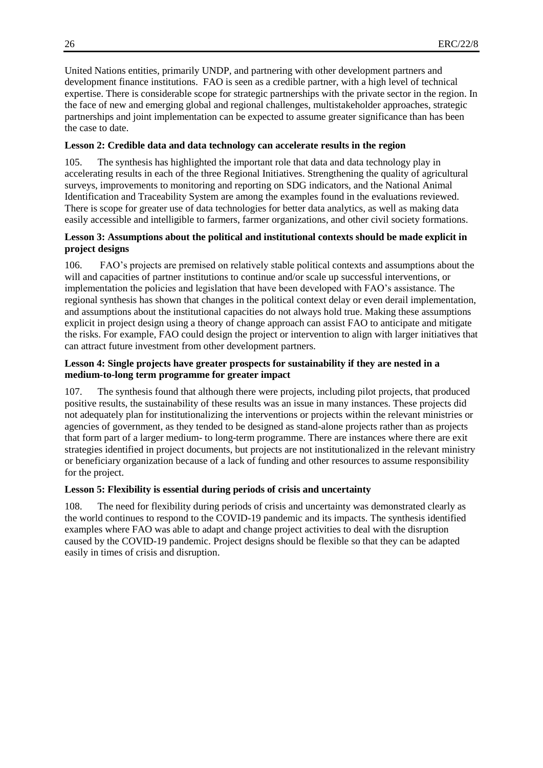United Nations entities, primarily UNDP, and partnering with other development partners and development finance institutions. FAO is seen as a credible partner, with a high level of technical expertise. There is considerable scope for strategic partnerships with the private sector in the region. In the face of new and emerging global and regional challenges, multistakeholder approaches, strategic partnerships and joint implementation can be expected to assume greater significance than has been the case to date.

**Lesson 2: Credible data and data technology can accelerate results in the region**

105. The synthesis has highlighted the important role that data and data technology play in accelerating results in each of the three Regional Initiatives. Strengthening the quality of agricultural surveys, improvements to monitoring and reporting on SDG indicators, and the National Animal Identification and Traceability System are among the examples found in the evaluations reviewed. There is scope for greater use of data technologies for better data analytics, as well as making data easily accessible and intelligible to farmers, farmer organizations, and other civil society formations.

**Lesson 3: Assumptions about the political and institutional contexts should be made explicit in project designs**

106. FAO's projects are premised on relatively stable political contexts and assumptions about the will and capacities of partner institutions to continue and/or scale up successful interventions, or implementation the policies and legislation that have been developed with FAO's assistance. The regional synthesis has shown that changes in the political context delay or even derail implementation, and assumptions about the institutional capacities do not always hold true. Making these assumptions explicit in project design using a theory of change approach can assist FAO to anticipate and mitigate the risks. For example, FAO could design the project or intervention to align with larger initiatives that can attract future investment from other development partners.

**Lesson 4: Single projects have greater prospects for sustainability if they are nested in a medium-to-long term programme for greater impact**

107. The synthesis found that although there were projects, including pilot projects, that produced positive results, the sustainability of these results was an issue in many instances. These projects did not adequately plan for institutionalizing the interventions or projects within the relevant ministries or agencies of government, as they tended to be designed as stand-alone projects rather than as projects that form part of a larger medium- to long-term programme. There are instances where there are exit strategies identified in project documents, but projects are not institutionalized in the relevant ministry or beneficiary organization because of a lack of funding and other resources to assume responsibility for the project.

**Lesson 5: Flexibility is essential during periods of crisis and uncertainty**

108. The need for flexibility during periods of crisis and uncertainty was demonstrated clearly as the world continues to respond to the COVID-19 pandemic and its impacts. The synthesis identified examples where FAO was able to adapt and change project activities to deal with the disruption caused by the COVID-19 pandemic. Project designs should be flexible so that they can be adapted easily in times of crisis and disruption.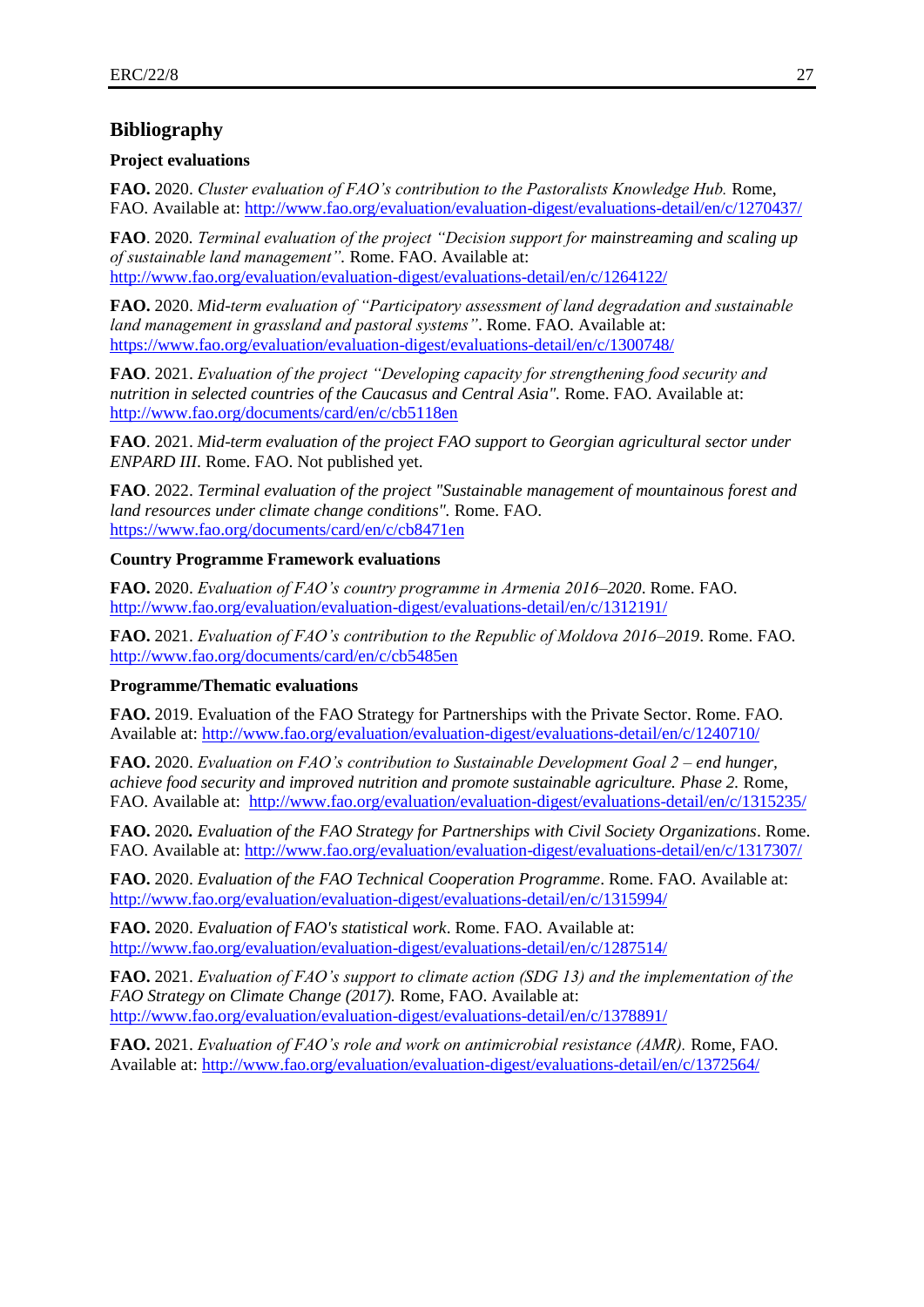## Bibliography

### Project evaluations

**FAO.** 2020. *Cluster evaluation of FAO's contribution to the Pastoralists Knowledge Hub.* Rome, FAO. Available at: http://www.fao.org/evaluation/evaluation-digest/evaluations-detail/en/c/1270437/

**FAO**. 2020. *Terminal evaluation of the project "Decision support for mainstreaming and scaling up of sustainable land management".* Rome. FAO. Available at: http://www.fao.org/evaluation/evaluation-digest/evaluations-detail/en/c/1264122/

**FAO.** 2020. *Mid-term evaluation of "Participatory assessment of land degradation and sustainable land management in grassland and pastoral systems"*. Rome. FAO. Available at: https://www.fao.org/evaluation/evaluation-digest/evaluations-detail/en/c/1300748/

**FAO**. 2021. *Evaluation of the project "Developing capacity for strengthening food security and nutrition in selected countries of the Caucasus and Central Asia".* Rome. FAO. Available at: http://www.fao.org/documents/card/en/c/cb5118en

**FAO**. 2021. *Mid-term evaluation of the project FAO support to Georgian agricultural sector under ENPARD III*. Rome. FAO. Not published yet.

**FAO**. 2022. *Terminal evaluation of the project "Sustainable management of mountainous forest and land resources under climate change conditions".* Rome. FAO. https://www.fao.org/documents/card/en/c/cb8471en

### Country Programme Framework evaluations

**FAO.** 2020. *Evaluation of FAO's country programme in Armenia 2016–2020*. Rome. FAO. http://www.fao.org/evaluation/evaluation-digest/evaluations-detail/en/c/1312191/

**FAO.** 2021. *Evaluation of FAO's contribution to the Republic of Moldova 2016–2019*. Rome. FAO. http://www.fao.org/documents/card/en/c/cb5485en

### Programme/Thematic evaluations

**FAO.** 2019. Evaluation of the FAO Strategy for Partnerships with the Private Sector. Rome. FAO. Available at: http://www.fao.org/evaluation/evaluation-digest/evaluations-detail/en/c/1240710/

**FAO.** 2020. *Evaluation on FAO's contribution to Sustainable Development Goal 2 – end hunger, achieve food security and improved nutrition and promote sustainable agriculture. Phase 2.* Rome, FAO. Available at: http://www.fao.org/evaluation/evaluation-digest/evaluations-detail/en/c/1315235/

**FAO.** 2020*. Evaluation of the FAO Strategy for Partnerships with Civil Society Organizations*. Rome. FAO. Available at: http://www.fao.org/evaluation/evaluation-digest/evaluations-detail/en/c/1317307/

**FAO.** 2020. *Evaluation of the FAO Technical Cooperation Programme*. Rome. FAO. Available at: http://www.fao.org/evaluation/evaluation-digest/evaluations-detail/en/c/1315994/

**FAO.** 2020. *Evaluation of FAO's statistical work*. Rome. FAO. Available at: http://www.fao.org/evaluation/evaluation-digest/evaluations-detail/en/c/1287514/

**FAO.** 2021. *Evaluation of FAO's support to climate action (SDG 13) and the implementation of the FAO Strategy on Climate Change (2017).* Rome, FAO. Available at: http://www.fao.org/evaluation/evaluation-digest/evaluations-detail/en/c/1378891/

**FAO.** 2021. *Evaluation of FAO's role and work on antimicrobial resistance (AMR).* Rome, FAO. Available at: http://www.fao.org/evaluation/evaluation-digest/evaluations-detail/en/c/1372564/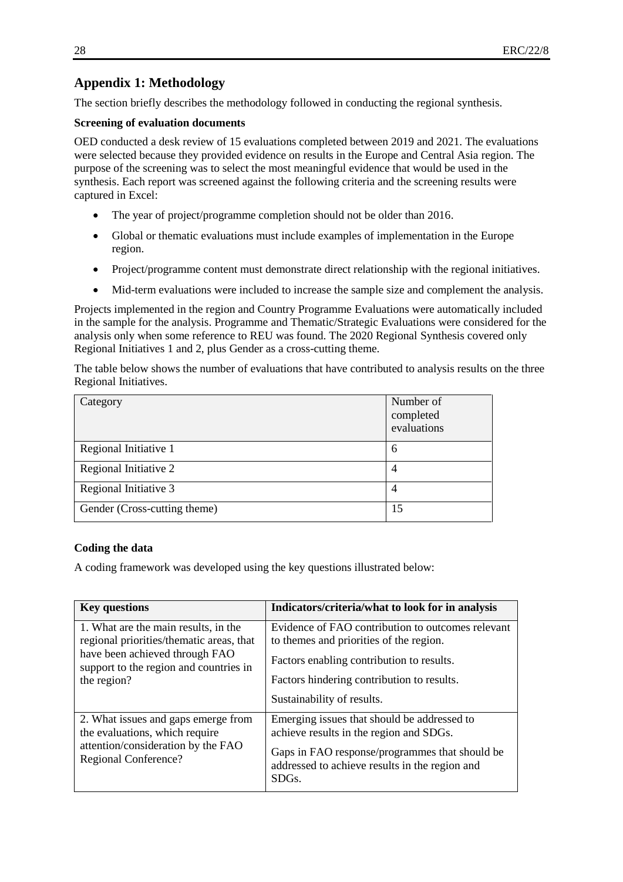## Appendix 1: Methodology

The section briefly describes the methodology followed in conducting the regional synthesis.

**Screening of evaluation documents**

OED conducted a desk review of 15 evaluations completed between 2019 and 2021. The evaluations were selected because they provided evidence on results in the Europe and Central Asia region. The purpose of the screening was to select the most meaningful evidence that would be used in the synthesis. Each report was screened against the following criteria and the screening results were captured in Excel:

- The year of project/programme completion should not be older than 2016.
- Global or thematic evaluations must include examples of implementation in the Europe region.
- Project/programme content must demonstrate direct relationship with the regional initiatives.
- Mid-term evaluations were included to increase the sample size and complement the analysis.

Projects implemented in the region and Country Programme Evaluations were automatically included in the sample for the analysis. Programme and Thematic/Strategic Evaluations were considered for the analysis only when some reference to REU was found. The 2020 Regional Synthesis covered only Regional Initiatives 1 and 2, plus Gender as a cross-cutting theme.

The table below shows the number of evaluations that have contributed to analysis results on the three Regional Initiatives.

| Category | Number of completed evaluations |
|---|---|
| Regional Initiative 1 | 6 |
| Regional Initiative 2 | 4 |
| Regional Initiative 3 | 4 |
| Gender (Cross-cutting theme) | 15 |

**Coding the data**

A coding framework was developed using the key questions illustrated below:

| Key questions | Indicators/criteria/what to look for in analysis |
|---|---|
| 1. What are the main results, in the regional priorities/thematic areas, that have been achieved through FAO support to the region and countries in the region? | Evidence of FAO contribution to outcomes relevant to themes and priorities of the region.<br><br>Factors enabling contribution to results.<br><br>Factors hindering contribution to results.<br><br>Sustainability of results. |
| 2. What issues and gaps emerge from the evaluations, which require attention/consideration by the FAO Regional Conference? | Emerging issues that should be addressed to achieve results in the region and SDGs.<br><br>Gaps in FAO response/programmes that should be addressed to achieve results in the region and SDGs. |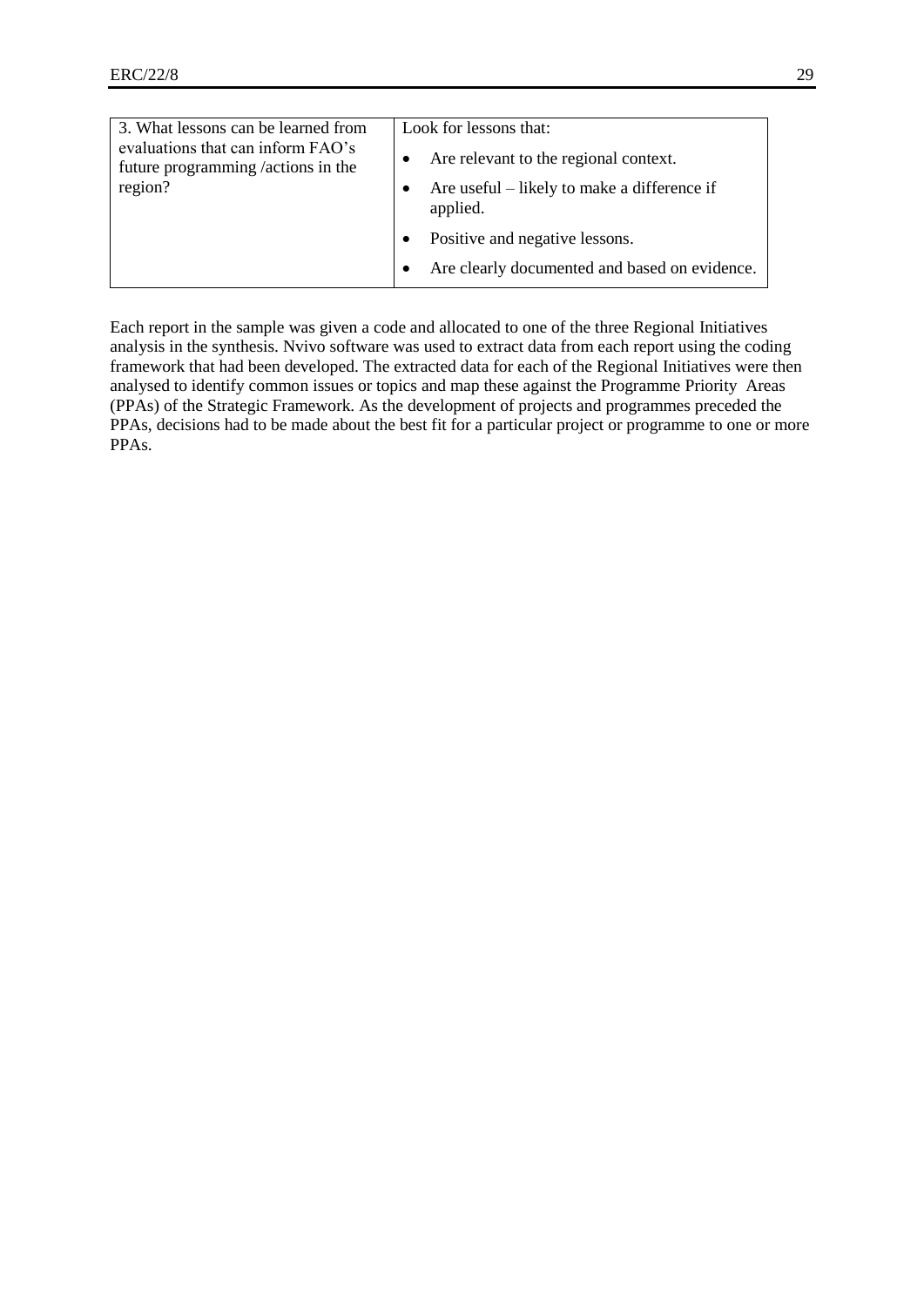| 3. What lessons can be learned from evaluations that can inform FAO's future programming /actions in the region? | Look for lessons that:<br>• Are relevant to the regional context.<br>• Are useful – likely to make a difference if applied.<br>• Positive and negative lessons.<br>• Are clearly documented and based on evidence. |
|---|---|

Each report in the sample was given a code and allocated to one of the three Regional Initiatives analysis in the synthesis. Nvivo software was used to extract data from each report using the coding framework that had been developed. The extracted data for each of the Regional Initiatives were then analysed to identify common issues or topics and map these against the Programme Priority Areas (PPAs) of the Strategic Framework. As the development of projects and programmes preceded the PPAs, decisions had to be made about the best fit for a particular project or programme to one or more PPAs.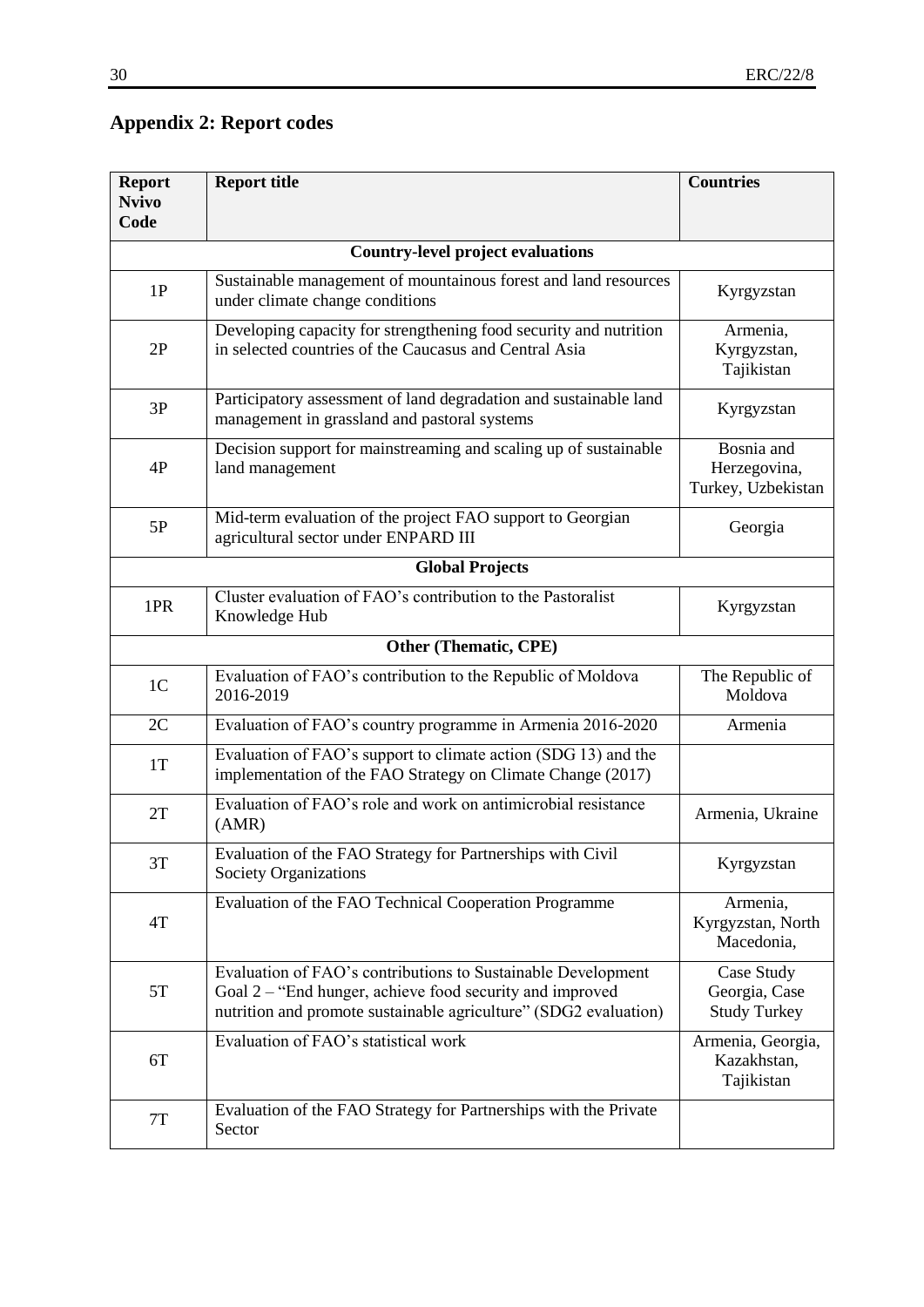## Appendix 2: Report codes

| Report Nvivo Code | Report title | Countries |
|---|---|---|
| **Country-level project evaluations** | | |
| 1P | Sustainable management of mountainous forest and land resources under climate change conditions | Kyrgyzstan |
| 2P | Developing capacity for strengthening food security and nutrition in selected countries of the Caucasus and Central Asia | Armenia, Kyrgyzstan, Tajikistan |
| 3P | Participatory assessment of land degradation and sustainable land management in grassland and pastoral systems | Kyrgyzstan |
| 4P | Decision support for mainstreaming and scaling up of sustainable land management | Bosnia and Herzegovina, Turkey, Uzbekistan |
| 5P | Mid-term evaluation of the project FAO support to Georgian agricultural sector under ENPARD III | Georgia |
| **Global Projects** | | |
| 1PR | Cluster evaluation of FAO's contribution to the Pastoralist Knowledge Hub | Kyrgyzstan |
| **Other (Thematic, CPE)** | | |
| 1C | Evaluation of FAO's contribution to the Republic of Moldova 2016-2019 | The Republic of Moldova |
| 2C | Evaluation of FAO's country programme in Armenia 2016-2020 | Armenia |
| 1T | Evaluation of FAO's support to climate action (SDG 13) and the implementation of the FAO Strategy on Climate Change (2017) | |
| 2T | Evaluation of FAO's role and work on antimicrobial resistance (AMR) | Armenia, Ukraine |
| 3T | Evaluation of the FAO Strategy for Partnerships with Civil Society Organizations | Kyrgyzstan |
| 4T | Evaluation of the FAO Technical Cooperation Programme | Armenia, Kyrgyzstan, North Macedonia, |
| 5T | Evaluation of FAO's contributions to Sustainable Development Goal 2 – "End hunger, achieve food security and improved nutrition and promote sustainable agriculture" (SDG2 evaluation) | Case Study Georgia, Case Study Turkey |
| 6T | Evaluation of FAO's statistical work | Armenia, Georgia, Kazakhstan, Tajikistan |
| 7T | Evaluation of the FAO Strategy for Partnerships with the Private Sector | |